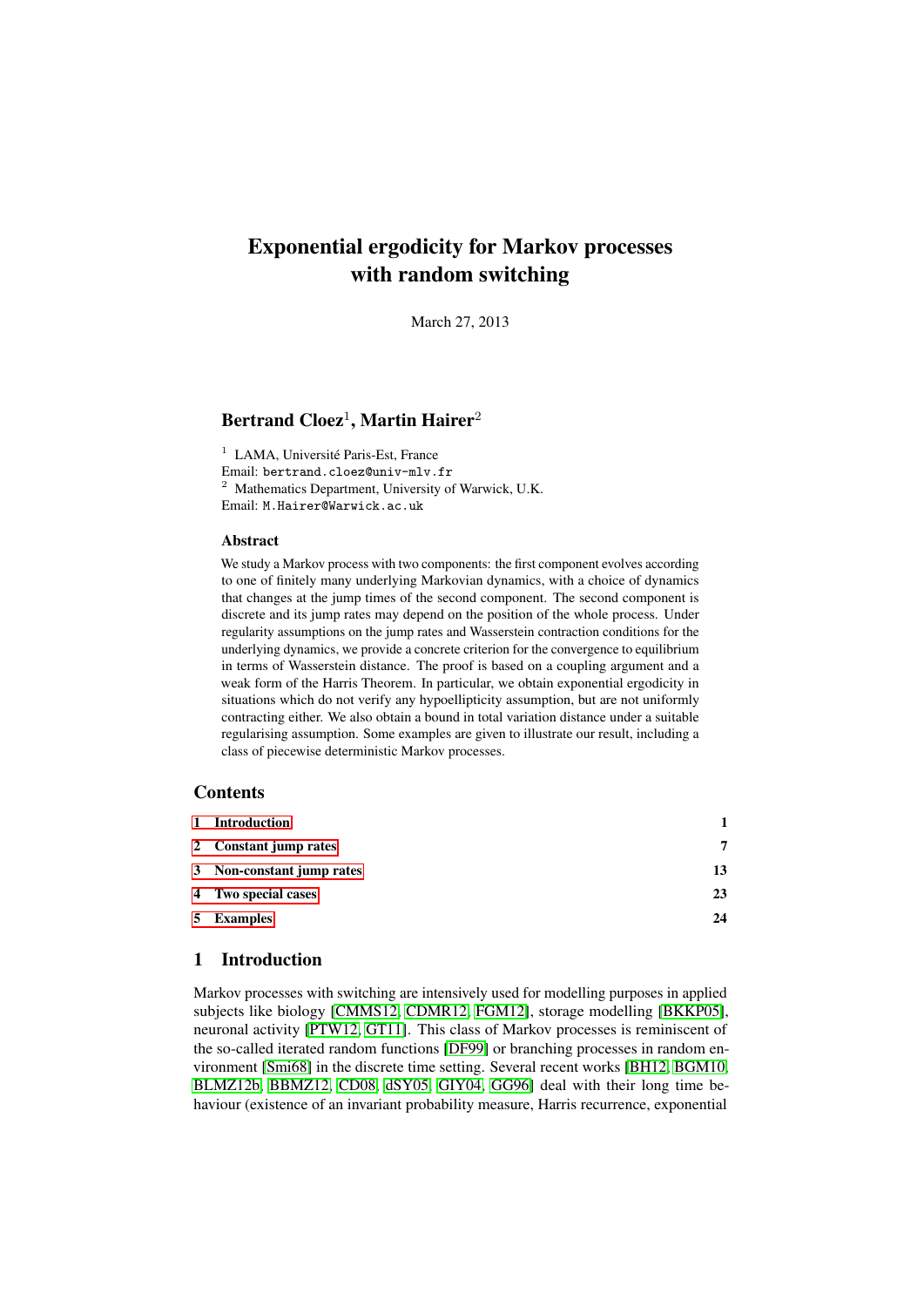# Exponential ergodicity for Markov processes with random switching

March 27, 2013

**Bertrand Cloez**[1], **Martin Hairer**[2]

[1] LAMA, Université Paris-Est, France
Email: bertrand.cloez@univ-mlv.fr
[2] Mathematics Department, University of Warwick, U.K.
Email: M.Hairer@Warwick.ac.uk

### Abstract

We study a Markov process with two components: the first component evolves according to one of finitely many underlying Markovian dynamics, with a choice of dynamics that changes at the jump times of the second component. The second component is discrete and its jump rates may depend on the position of the whole process. Under regularity assumptions on the jump rates and Wasserstein contraction conditions for the underlying dynamics, we provide a concrete criterion for the convergence to equilibrium in terms of Wasserstein distance. The proof is based on a coupling argument and a weak form of the Harris Theorem. In particular, we obtain exponential ergodicity in situations which do not verify any hypoellipticity assumption, but are not uniformly contracting either. We also obtain a bound in total variation distance under a suitable regularising assumption. Some examples are given to illustrate our result, including a class of piecewise deterministic Markov processes.

## Contents

| | |
|---|---|
| 1 Introduction | 1 |
| 2 Constant jump rates | 7 |
| 3 Non-constant jump rates | 13 |
| 4 Two special cases | 23 |
| 5 Examples | 24 |

## 1 Introduction

Markov processes with switching are intensively used for modelling purposes in applied subjects like biology [CMMS12, CDMR12, FGM12], storage modelling [BKKP05], neuronal activity [PTW12, GT11]. This class of Markov processes is reminiscent of the so-called iterated random functions [DF99] or branching processes in random environment [Smi68] in the discrete time setting. Several recent works [BH12, BGM10, BLMZ12b, BBMZ12, CD08, dSY05, GIY04, GG96] deal with their long time behaviour (existence of an invariant probability measure, Harris recurrence, exponential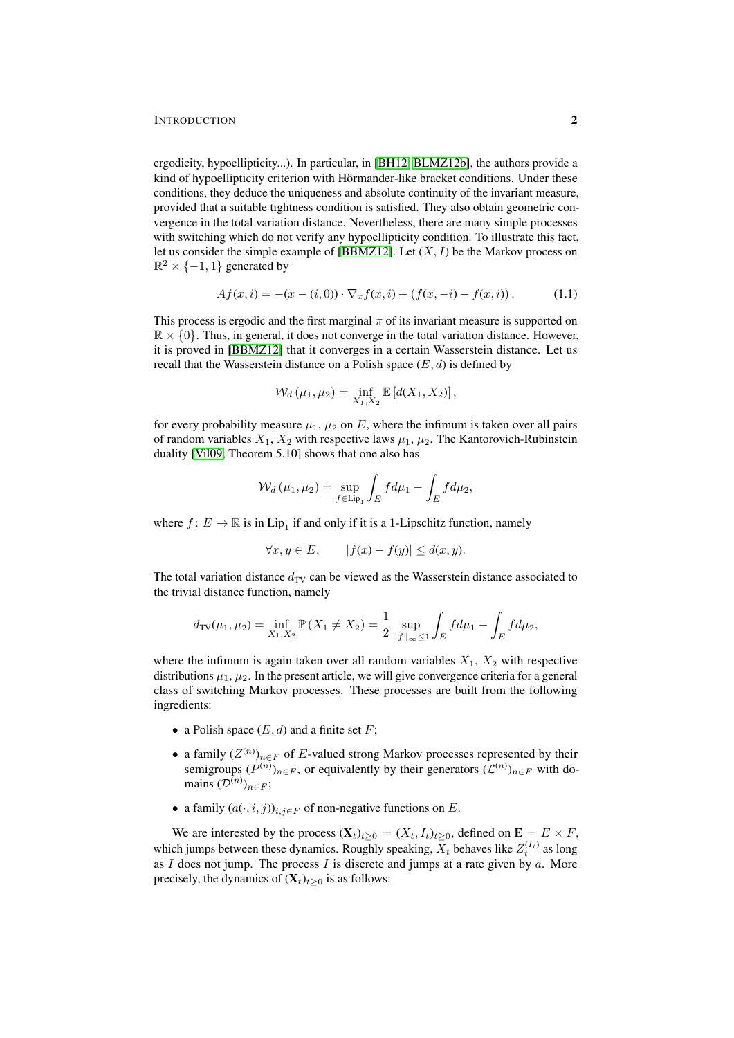ergodicity, hypoellipticity...). In particular, in [BH12, BLMZ12b], the authors provide a kind of hypoellipticity criterion with Hörmander-like bracket conditions. Under these conditions, they deduce the uniqueness and absolute continuity of the invariant measure, provided that a suitable tightness condition is satisfied. They also obtain geometric convergence in the total variation distance. Nevertheless, there are many simple processes with switching which do not verify any hypoellipticity condition. To illustrate this fact, let us consider the simple example of [BBMZ12]. Let $(X, I)$ be the Markov process on $\mathbb{R}^2 \times \{-1, 1\}$ generated by

$$Af(x, i) = -(x - (i, 0)) \cdot \nabla_x f(x, i) + (f(x, -i) - f(x, i)). \tag{1.1}$$

This process is ergodic and the first marginal $\pi$ of its invariant measure is supported on $\mathbb{R} \times \{0\}$. Thus, in general, it does not converge in the total variation distance. However, it is proved in [BBMZ12] that it converges in a certain Wasserstein distance. Let us recall that the Wasserstein distance on a Polish space $(E, d)$ is defined by

$$\mathcal{W}_d(\mu_1, \mu_2) = \inf_{X_1, X_2} \mathbb{E}[d(X_1, X_2)],$$

for every probability measure $\mu_1$, $\mu_2$ on $E$, where the infimum is taken over all pairs of random variables $X_1$, $X_2$ with respective laws $\mu_1$, $\mu_2$. The Kantorovich-Rubinstein duality [Vil09, Theorem 5.10] shows that one also has

$$\mathcal{W}_d(\mu_1, \mu_2) = \sup_{f \in \mathrm{Lip}_1} \int_E f d\mu_1 - \int_E f d\mu_2,$$

where $f \colon E \mapsto \mathbb{R}$ is in $\mathrm{Lip}_1$ if and only if it is a 1-Lipschitz function, namely

$$\forall x, y \in E, \qquad |f(x) - f(y)| \leq d(x, y).$$

The total variation distance $d_{\mathrm{TV}}$ can be viewed as the Wasserstein distance associated to the trivial distance function, namely

$$d_{\mathrm{TV}}(\mu_1, \mu_2) = \inf_{X_1, X_2} \mathbb{P}(X_1 \neq X_2) = \frac{1}{2} \sup_{\|f\|_\infty \leq 1} \int_E f d\mu_1 - \int_E f d\mu_2,$$

where the infimum is again taken over all random variables $X_1$, $X_2$ with respective distributions $\mu_1$, $\mu_2$. In the present article, we will give convergence criteria for a general class of switching Markov processes. These processes are built from the following ingredients:

- a Polish space $(E, d)$ and a finite set $F$;
- a family $(Z^{(n)})_{n \in F}$ of $E$-valued strong Markov processes represented by their semigroups $(P^{(n)})_{n \in F}$, or equivalently by their generators $(\mathcal{L}^{(n)})_{n \in F}$ with domains $(\mathcal{D}^{(n)})_{n \in F}$;
- a family $(a(\cdot, i, j))_{i,j \in F}$ of non-negative functions on $E$.

We are interested by the process $(\mathbf{X}_t)_{t \geq 0} = (X_t, I_t)_{t \geq 0}$, defined on $\mathbf{E} = E \times F$, which jumps between these dynamics. Roughly speaking, $X_t$ behaves like $Z_t^{(I_t)}$ as long as $I$ does not jump. The process $I$ is discrete and jumps at a rate given by $a$. More precisely, the dynamics of $(\mathbf{X}_t)_{t \geq 0}$ is as follows: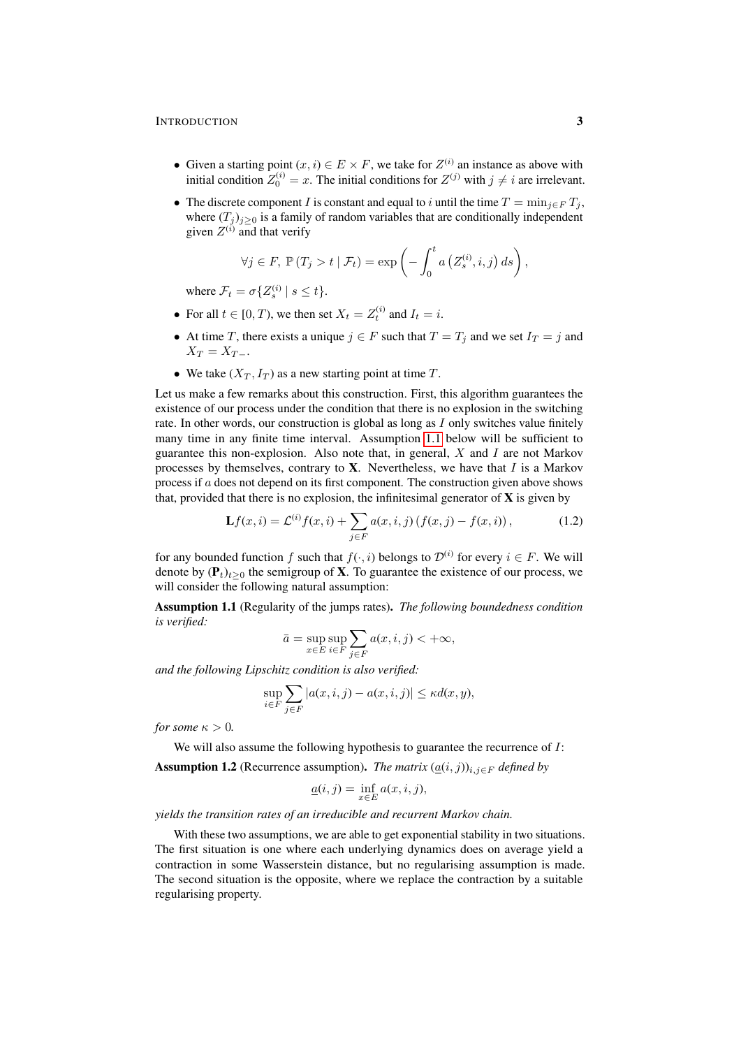- Given a starting point $(x, i) \in E \times F$, we take for $Z^{(i)}$ an instance as above with initial condition $Z_0^{(i)} = x$. The initial conditions for $Z^{(j)}$ with $j \neq i$ are irrelevant.
- The discrete component $I$ is constant and equal to $i$ until the time $T = \min_{j \in F} T_j$, where $(T_j)_{j \geq 0}$ is a family of random variables that are conditionally independent given $Z^{(i)}$ and that verify

$$\forall j \in F, \ \mathbb{P}\left(T_j > t \mid \mathcal{F}_t\right) = \exp\left(-\int_0^t a\left(Z_s^{(i)}, i, j\right) ds\right),$$

  where $\mathcal{F}_t = \sigma\{Z_s^{(i)} \mid s \leq t\}$.
- For all $t \in [0, T)$, we then set $X_t = Z_t^{(i)}$ and $I_t = i$.
- At time $T$, there exists a unique $j \in F$ such that $T = T_j$ and we set $I_T = j$ and $X_T = X_{T-}$.
- We take $(X_T, I_T)$ as a new starting point at time $T$.

Let us make a few remarks about this construction. First, this algorithm guarantees the existence of our process under the condition that there is no explosion in the switching rate. In other words, our construction is global as long as $I$ only switches value finitely many time in any finite time interval. Assumption 1.1 below will be sufficient to guarantee this non-explosion. Also note that, in general, $X$ and $I$ are not Markov processes by themselves, contrary to $\mathbf{X}$. Nevertheless, we have that $I$ is a Markov process if $a$ does not depend on its first component. The construction given above shows that, provided that there is no explosion, the infinitesimal generator of $\mathbf{X}$ is given by

$$\mathbf{L}f(x, i) = \mathcal{L}^{(i)} f(x, i) + \sum_{j \in F} a(x, i, j)\left(f(x, j) - f(x, i)\right), \tag{1.2}$$

for any bounded function $f$ such that $f(\cdot, i)$ belongs to $\mathcal{D}^{(i)}$ for every $i \in F$. We will denote by $(\mathbf{P}_t)_{t \geq 0}$ the semigroup of $\mathbf{X}$. To guarantee the existence of our process, we will consider the following natural assumption:

**Assumption 1.1** (Regularity of the jumps rates). *The following boundedness condition is verified:*

$$\bar{a} = \sup_{x \in E} \sup_{i \in F} \sum_{j \in F} a(x, i, j) < +\infty,$$

*and the following Lipschitz condition is also verified:*

$$\sup_{i \in F} \sum_{j \in F} |a(x, i, j) - a(x, i, j)| \leq \kappa d(x, y),$$

*for some $\kappa > 0$.*

We will also assume the following hypothesis to guarantee the recurrence of $I$:

**Assumption 1.2** (Recurrence assumption). *The matrix $(\underline{a}(i, j))_{i, j \in F}$ defined by*

$$\underline{a}(i, j) = \inf_{x \in E} a(x, i, j),$$

*yields the transition rates of an irreducible and recurrent Markov chain.*

With these two assumptions, we are able to get exponential stability in two situations. The first situation is one where each underlying dynamics does on average yield a contraction in some Wasserstein distance, but no regularising assumption is made. The second situation is the opposite, where we replace the contraction by a suitable regularising property.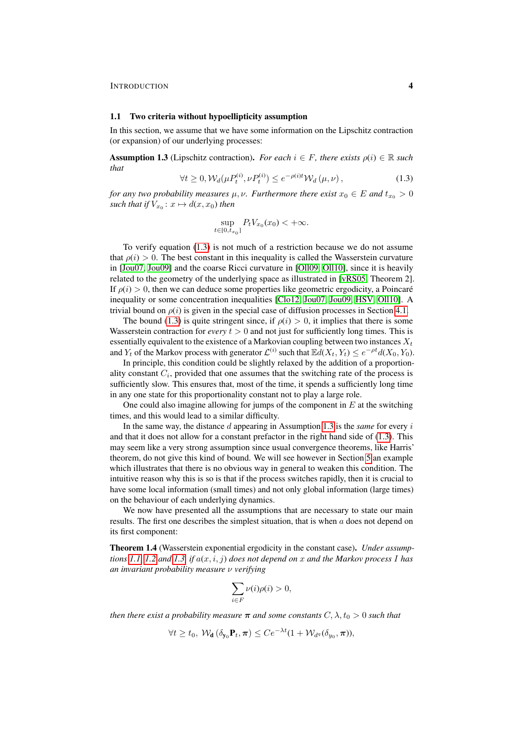## 1.1 Two criteria without hypoellipticity assumption

In this section, we assume that we have some information on the Lipschitz contraction (or expansion) of our underlying processes:

**Assumption 1.3** (Lipschitz contraction)**.** *For each $i \in F$, there exists $\rho(i) \in \mathbb{R}$ such that*

$$\forall t \geq 0, \mathcal{W}_d(\mu P_t^{(i)}, \nu P_t^{(i)}) \leq e^{-\rho(i)t} \mathcal{W}_d(\mu, \nu), \tag{1.3}$$

*for any two probability measures $\mu, \nu$. Furthermore there exist $x_0 \in E$ and $t_{x_0} > 0$ such that if $V_{x_0}: x \mapsto d(x, x_0)$ then*

$$\sup_{t \in [0, t_{x_0}]} P_t V_{x_0}(x_0) < +\infty.$$

To verify equation (1.3) is not much of a restriction because we do not assume that $\rho(i) > 0$. The best constant in this inequality is called the Wasserstein curvature in [Jou07, Jou09] and the coarse Ricci curvature in [Oll09, Oll10], since it is heavily related to the geometry of the underlying space as illustrated in [vRS05, Theorem 2]. If $\rho(i) > 0$, then we can deduce some properties like geometric ergodicity, a Poincaré inequality or some concentration inequalities [Clo12, Jou07, Jou09, HSV, Oll10]. A trivial bound on $\rho(i)$ is given in the special case of diffusion processes in Section 4.1.

The bound (1.3) is quite stringent since, if $\rho(i) > 0$, it implies that there is some Wasserstein contraction for *every* $t > 0$ and not just for sufficiently long times. This is essentially equivalent to the existence of a Markovian coupling between two instances $X_t$ and $Y_t$ of the Markov process with generator $\mathcal{L}^{(i)}$ such that $\mathbb{E}d(X_t, Y_t) \leq e^{-\rho t} d(X_0, Y_0)$.

In principle, this condition could be slightly relaxed by the addition of a proportionality constant $C_i$, provided that one assumes that the switching rate of the process is sufficiently slow. This ensures that, most of the time, it spends a sufficiently long time in any one state for this proportionality constant not to play a large role.

One could also imagine allowing for jumps of the component in $E$ at the switching times, and this would lead to a similar difficulty.

In the same way, the distance $d$ appearing in Assumption 1.3 is the *same* for every $i$ and that it does not allow for a constant prefactor in the right hand side of (1.3). This may seem like a very strong assumption since usual convergence theorems, like Harris' theorem, do not give this kind of bound. We will see however in Section 5 an example which illustrates that there is no obvious way in general to weaken this condition. The intuitive reason why this is so is that if the process switches rapidly, then it is crucial to have some local information (small times) and not only global information (large times) on the behaviour of each underlying dynamics.

We now have presented all the assumptions that are necessary to state our main results. The first one describes the simplest situation, that is when $a$ does not depend on its first component:

**Theorem 1.4** (Wasserstein exponential ergodicity in the constant case)**.** *Under assumptions 1.1, 1.2 and 1.3, if $a(x, i, j)$ does not depend on $x$ and the Markov process $I$ has an invariant probability measure $\nu$ verifying*

$$\sum_{i \in F} \nu(i) \rho(i) > 0,$$

*then there exist a probability measure $\boldsymbol{\pi}$ and some constants $C, \lambda, t_0 > 0$ such that*

$$\forall t \geq t_0, \; \mathcal{W}_{\mathbf{d}}\left(\delta_{\mathbf{y}_0} \mathbf{P}_t, \boldsymbol{\pi}\right) \leq C e^{-\lambda t} (1 + \mathcal{W}_{d^q}(\delta_{y_0}, \boldsymbol{\pi})),$$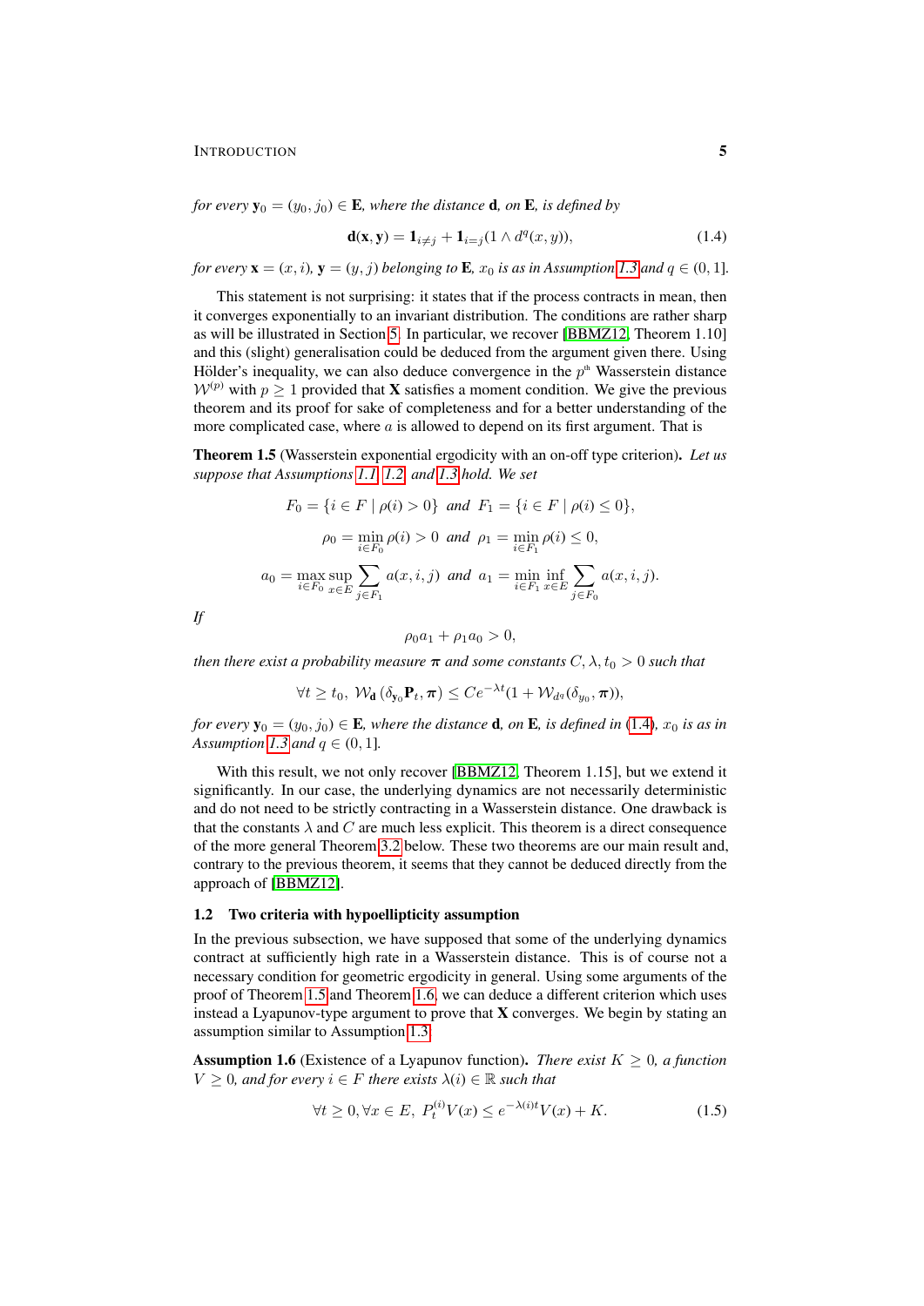*for every* $\mathbf{y}_0 = (y_0, j_0) \in \mathbf{E}$*, where the distance* $\mathbf{d}$*, on* $\mathbf{E}$*, is defined by*

$$\mathbf{d}(\mathbf{x}, \mathbf{y}) = \mathbf{1}_{i \neq j} + \mathbf{1}_{i=j}(1 \wedge d^q(x, y)), \tag{1.4}$$

*for every* $\mathbf{x} = (x, i)$*,* $\mathbf{y} = (y, j)$ *belonging to* $\mathbf{E}$*,* $x_0$ *is as in Assumption 1.3 and* $q \in (0, 1]$*.*

This statement is not surprising: it states that if the process contracts in mean, then it converges exponentially to an invariant distribution. The conditions are rather sharp as will be illustrated in Section 5. In particular, we recover [BBMZ12, Theorem 1.10] and this (slight) generalisation could be deduced from the argument given there. Using Hölder's inequality, we can also deduce convergence in the $p^{\text{th}}$ Wasserstein distance $\mathcal{W}^{(p)}$ with $p \geq 1$ provided that $\mathbf{X}$ satisfies a moment condition. We give the previous theorem and its proof for sake of completeness and for a better understanding of the more complicated case, where $a$ is allowed to depend on its first argument. That is

**Theorem 1.5** (Wasserstein exponential ergodicity with an on-off type criterion)**.** *Let us suppose that Assumptions 1.1, 1.2, and 1.3 hold. We set*

$$F_0 = \{i \in F \mid \rho(i) > 0\} \;\; \text{and} \;\; F_1 = \{i \in F \mid \rho(i) \leq 0\},$$

$$\rho_0 = \min_{i \in F_0} \rho(i) > 0 \;\; \text{and} \;\; \rho_1 = \min_{i \in F_1} \rho(i) \leq 0,$$

$$a_0 = \max_{i \in F_0} \sup_{x \in E} \sum_{j \in F_1} a(x, i, j) \;\; \text{and} \;\; a_1 = \min_{i \in F_1} \inf_{x \in E} \sum_{j \in F_0} a(x, i, j).$$

*If*

$$\rho_0 a_1 + \rho_1 a_0 > 0,$$

*then there exist a probability measure* $\boldsymbol{\pi}$ *and some constants* $C, \lambda, t_0 > 0$ *such that*

$$\forall t \geq t_0, \; \mathcal{W}_{\mathbf{d}}\left(\delta_{\mathbf{y}_0} \mathbf{P}_t, \boldsymbol{\pi}\right) \leq C e^{-\lambda t}(1 + \mathcal{W}_{d^q}(\delta_{y_0}, \boldsymbol{\pi})),$$

*for every* $\mathbf{y}_0 = (y_0, j_0) \in \mathbf{E}$*, where the distance* $\mathbf{d}$*, on* $\mathbf{E}$*, is defined in* (1.4)*,* $x_0$ *is as in Assumption 1.3 and* $q \in (0, 1]$*.*

With this result, we not only recover [BBMZ12, Theorem 1.15], but we extend it significantly. In our case, the underlying dynamics are not necessarily deterministic and do not need to be strictly contracting in a Wasserstein distance. One drawback is that the constants $\lambda$ and $C$ are much less explicit. This theorem is a direct consequence of the more general Theorem 3.2 below. These two theorems are our main result and, contrary to the previous theorem, it seems that they cannot be deduced directly from the approach of [BBMZ12].

### 1.2 Two criteria with hypoellipticity assumption

In the previous subsection, we have supposed that some of the underlying dynamics contract at sufficiently high rate in a Wasserstein distance. This is of course not a necessary condition for geometric ergodicity in general. Using some arguments of the proof of Theorem 1.5 and Theorem 1.6, we can deduce a different criterion which uses instead a Lyapunov-type argument to prove that $\mathbf{X}$ converges. We begin by stating an assumption similar to Assumption 1.3.

**Assumption 1.6** (Existence of a Lyapunov function)**.** *There exist* $K \geq 0$*, a function* $V \geq 0$*, and for every* $i \in F$ *there exists* $\lambda(i) \in \mathbb{R}$ *such that*

$$\forall t \geq 0, \forall x \in E, \; P_t^{(i)} V(x) \leq e^{-\lambda(i)t} V(x) + K. \tag{1.5}$$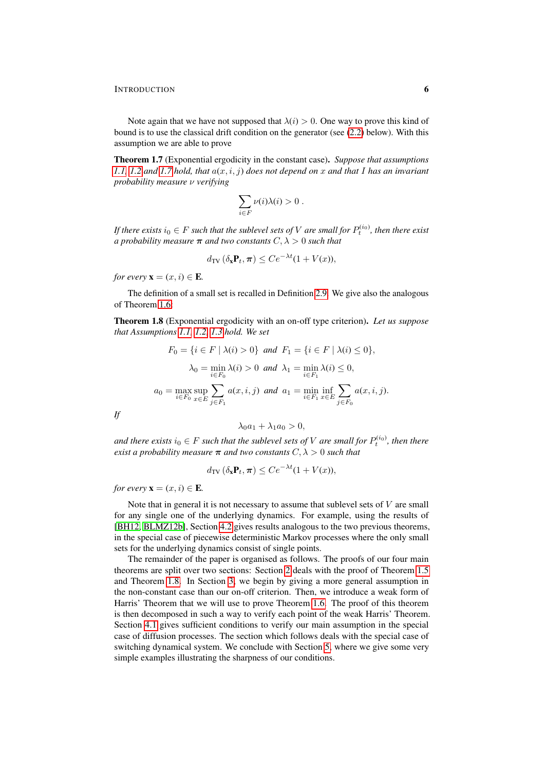Note again that we have not supposed that $\lambda(i) > 0$. One way to prove this kind of bound is to use the classical drift condition on the generator (see (2.2) below). With this assumption we are able to prove

**Theorem 1.7** (Exponential ergodicity in the constant case). *Suppose that assumptions 1.1, 1.2 and 1.7 hold, that $a(x, i, j)$ does not depend on $x$ and that $I$ has an invariant probability measure $\nu$ verifying*

$$\sum_{i \in F} \nu(i)\lambda(i) > 0 \,.$$

*If there exists $i_0 \in F$ such that the sublevel sets of $V$ are small for $P_t^{(i_0)}$, then there exist a probability measure $\boldsymbol{\pi}$ and two constants $C, \lambda > 0$ such that*

$$d_{\mathrm{TV}}\left(\delta_{\mathbf{x}}\mathbf{P}_t, \boldsymbol{\pi}\right) \leq Ce^{-\lambda t}(1 + V(x)),$$

*for every $\mathbf{x} = (x, i) \in \mathbf{E}$.*

The definition of a small set is recalled in Definition 2.9. We give also the analogous of Theorem 1.6.

**Theorem 1.8** (Exponential ergodicity with an on-off type criterion). *Let us suppose that Assumptions 1.1, 1.2, 1.3 hold. We set*

$$F_0 = \{i \in F \mid \lambda(i) > 0\} \;\; \textit{and} \;\; F_1 = \{i \in F \mid \lambda(i) \leq 0\},$$

$$\lambda_0 = \min_{i \in F_0} \lambda(i) > 0 \;\; \textit{and} \;\; \lambda_1 = \min_{i \in F_1} \lambda(i) \leq 0,$$

$$a_0 = \max_{i \in F_0} \sup_{x \in E} \sum_{j \in F_1} a(x, i, j) \;\; \textit{and} \;\; a_1 = \min_{i \in F_1} \inf_{x \in E} \sum_{j \in F_0} a(x, i, j).$$

*If*

$$\lambda_0 a_1 + \lambda_1 a_0 > 0,$$

*and there exists $i_0 \in F$ such that the sublevel sets of $V$ are small for $P_t^{(i_0)}$, then there exist a probability measure $\boldsymbol{\pi}$ and two constants $C, \lambda > 0$ such that*

$$d_{\mathrm{TV}}\left(\delta_{\mathbf{x}}\mathbf{P}_t, \boldsymbol{\pi}\right) \leq Ce^{-\lambda t}(1 + V(x)),$$

*for every $\mathbf{x} = (x, i) \in \mathbf{E}$.*

Note that in general it is not necessary to assume that sublevel sets of $V$ are small for any single one of the underlying dynamics. For example, using the results of [BH12, BLMZ12b], Section 4.2 gives results analogous to the two previous theorems, in the special case of piecewise deterministic Markov processes where the only small sets for the underlying dynamics consist of single points.

The remainder of the paper is organised as follows. The proofs of our four main theorems are split over two sections: Section 2 deals with the proof of Theorem 1.5 and Theorem 1.8. In Section 3, we begin by giving a more general assumption in the non-constant case than our on-off criterion. Then, we introduce a weak form of Harris' Theorem that we will use to prove Theorem 1.6. The proof of this theorem is then decomposed in such a way to verify each point of the weak Harris' Theorem. Section 4.1 gives sufficient conditions to verify our main assumption in the special case of diffusion processes. The section which follows deals with the special case of switching dynamical system. We conclude with Section 5, where we give some very simple examples illustrating the sharpness of our conditions.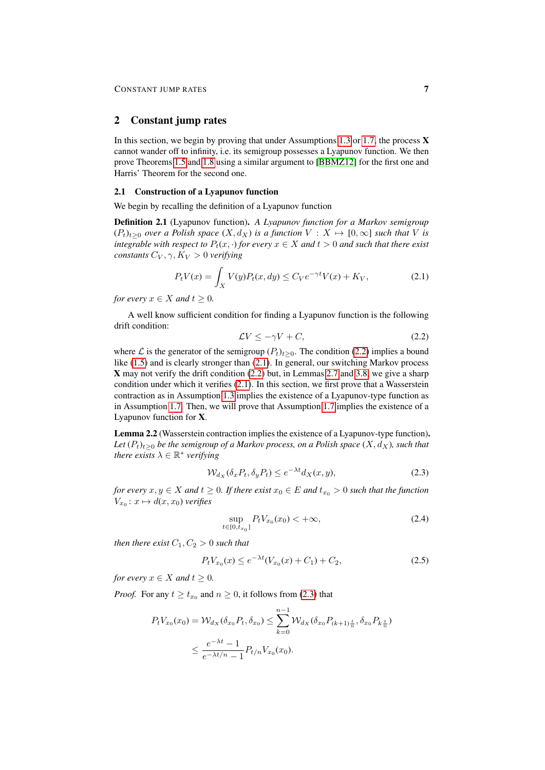## 2 Constant jump rates

In this section, we begin by proving that under Assumptions 1.3 or 1.7, the process $\mathbf{X}$ cannot wander off to infinity, i.e. its semigroup possesses a Lyapunov function. We then prove Theorems 1.5 and 1.8 using a similar argument to [BBMZ12] for the first one and Harris' Theorem for the second one.

### 2.1 Construction of a Lyapunov function

We begin by recalling the definition of a Lyapunov function

**Definition 2.1** (Lyapunov function). *A Lyapunov function for a Markov semigroup $(P_t)_{t\geq 0}$ over a Polish space $(X, d_X)$ is a function $V : X \mapsto [0, \infty]$ such that $V$ is integrable with respect to $P_t(x, \cdot)$ for every $x \in X$ and $t > 0$ and such that there exist constants $C_V, \gamma, K_V > 0$ verifying*

$$P_t V(x) = \int_X V(y) P_t(x, dy) \leq C_V e^{-\gamma t} V(x) + K_V, \tag{2.1}$$

*for every $x \in X$ and $t \geq 0$.*

A well know sufficient condition for finding a Lyapunov function is the following drift condition:

$$\mathcal{L}V \leq -\gamma V + C, \tag{2.2}$$

where $\mathcal{L}$ is the generator of the semigroup $(P_t)_{t\geq 0}$. The condition (2.2) implies a bound like (1.5) and is clearly stronger than (2.1). In general, our switching Markov process $\mathbf{X}$ may not verify the drift condition (2.2) but, in Lemmas 2.7 and 3.8, we give a sharp condition under which it verifies (2.1). In this section, we first prove that a Wasserstein contraction as in Assumption 1.3 implies the existence of a Lyapunov-type function as in Assumption 1.7. Then, we will prove that Assumption 1.7 implies the existence of a Lyapunov function for $\mathbf{X}$.

**Lemma 2.2** (Wasserstein contraction implies the existence of a Lyapunov-type function). *Let $(P_t)_{t\geq 0}$ be the semigroup of a Markov process, on a Polish space $(X, d_X)$, such that there exists $\lambda \in \mathbb{R}^*$ verifying*

$$\mathcal{W}_{d_X}(\delta_x P_t, \delta_y P_t) \leq e^{-\lambda t} d_X(x, y), \tag{2.3}$$

*for every $x, y \in X$ and $t \geq 0$. If there exist $x_0 \in E$ and $t_{x_0} > 0$ such that the function $V_{x_0} : x \mapsto d(x, x_0)$ verifies*

$$\sup_{t\in[0,t_{x_0}]} P_t V_{x_0}(x_0) < +\infty, \tag{2.4}$$

*then there exist $C_1, C_2 > 0$ such that*

$$P_t V_{x_0}(x) \leq e^{-\lambda t}(V_{x_0}(x) + C_1) + C_2, \tag{2.5}$$

*for every $x \in X$ and $t \geq 0$.*

*Proof.* For any $t \geq t_{x_0}$ and $n \geq 0$, it follows from (2.3) that

$$\begin{aligned}
P_t V_{x_0}(x_0) = \mathcal{W}_{d_X}(\delta_{x_0} P_t, \delta_{x_0}) &\leq \sum_{k=0}^{n-1} \mathcal{W}_{d_X}(\delta_{x_0} P_{(k+1)\frac{t}{n}}, \delta_{x_0} P_{k\frac{t}{n}}) \\
&\leq \frac{e^{-\lambda t} - 1}{e^{-\lambda t/n} - 1} P_{t/n} V_{x_0}(x_0).
\end{aligned}$$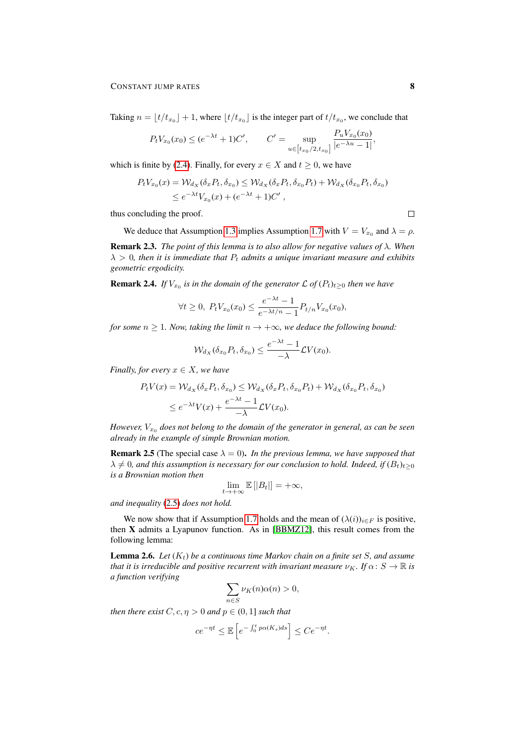Taking $n = \lfloor t/t_{x_0} \rfloor + 1$, where $\lfloor t/t_{x_0} \rfloor$ is the integer part of $t/t_{x_0}$, we conclude that

$$P_t V_{x_0}(x_0) \leq (e^{-\lambda t} + 1)C', \qquad C' = \sup_{u \in \left[t_{x_0}/2, t_{x_0}\right]} \frac{P_u V_{x_0}(x_0)}{|e^{-\lambda u} - 1|},$$

which is finite by (2.4). Finally, for every $x \in X$ and $t \geq 0$, we have

$$\begin{aligned} P_t V_{x_0}(x) = \mathcal{W}_{d_X}(\delta_x P_t, \delta_{x_0}) &\leq \mathcal{W}_{d_X}(\delta_x P_t, \delta_{x_0} P_t) + \mathcal{W}_{d_X}(\delta_{x_0} P_t, \delta_{x_0}) \\ &\leq e^{-\lambda t} V_{x_0}(x) + (e^{-\lambda t} + 1)C' \,, \end{aligned}$$

thus concluding the proof. $\square$

We deduce that Assumption 1.3 implies Assumption 1.7 with $V = V_{x_0}$ and $\lambda = \rho$.

**Remark 2.3.** *The point of this lemma is to also allow for negative values of $\lambda$. When $\lambda > 0$, then it is immediate that $P_t$ admits a unique invariant measure and exhibits geometric ergodicity.*

**Remark 2.4.** *If $V_{x_0}$ is in the domain of the generator $\mathcal{L}$ of $(P_t)_{t \geq 0}$ then we have*

$$\forall t \geq 0, \; P_t V_{x_0}(x_0) \leq \frac{e^{-\lambda t} - 1}{e^{-\lambda t/n} - 1} P_{t/n} V_{x_0}(x_0),$$

*for some $n \geq 1$. Now, taking the limit $n \to +\infty$, we deduce the following bound:*

$$\mathcal{W}_{d_X}(\delta_{x_0} P_t, \delta_{x_0}) \leq \frac{e^{-\lambda t} - 1}{-\lambda} \mathcal{L}V(x_0).$$

*Finally, for every $x \in X$, we have*

$$\begin{aligned} P_t V(x) = \mathcal{W}_{d_X}(\delta_x P_t, \delta_{x_0}) &\leq \mathcal{W}_{d_X}(\delta_x P_t, \delta_{x_0} P_t) + \mathcal{W}_{d_X}(\delta_{x_0} P_t, \delta_{x_0}) \\ &\leq e^{-\lambda t} V(x) + \frac{e^{-\lambda t} - 1}{-\lambda} \mathcal{L}V(x_0). \end{aligned}$$

*However, $V_{x_0}$ does not belong to the domain of the generator in general, as can be seen already in the example of simple Brownian motion.*

**Remark 2.5** (The special case $\lambda = 0$)**.** *In the previous lemma, we have supposed that $\lambda \neq 0$, and this assumption is necessary for our conclusion to hold. Indeed, if $(B_t)_{t \geq 0}$ is a Brownian motion then*

$$\lim_{t \to +\infty} \mathbb{E}\left[|B_t|\right] = +\infty,$$

*and inequality (2.5) does not hold.*

We now show that if Assumption 1.7 holds and the mean of $(\lambda(i))_{i \in F}$ is positive, then $\mathbf{X}$ admits a Lyapunov function. As in [BBMZ12], this result comes from the following lemma:

**Lemma 2.6.** *Let $(K_t)$ be a continuous time Markov chain on a finite set $S$, and assume that it is irreducible and positive recurrent with invariant measure $\nu_K$. If $\alpha \colon S \to \mathbb{R}$ is a function verifying*

$$\sum_{n \in S} \nu_K(n) \alpha(n) > 0,$$

*then there exist $C, c, \eta > 0$ and $p \in (0, 1]$ such that*

$$c e^{-\eta t} \leq \mathbb{E}\left[e^{-\int_0^t p\alpha(K_s) ds}\right] \leq C e^{-\eta t}.$$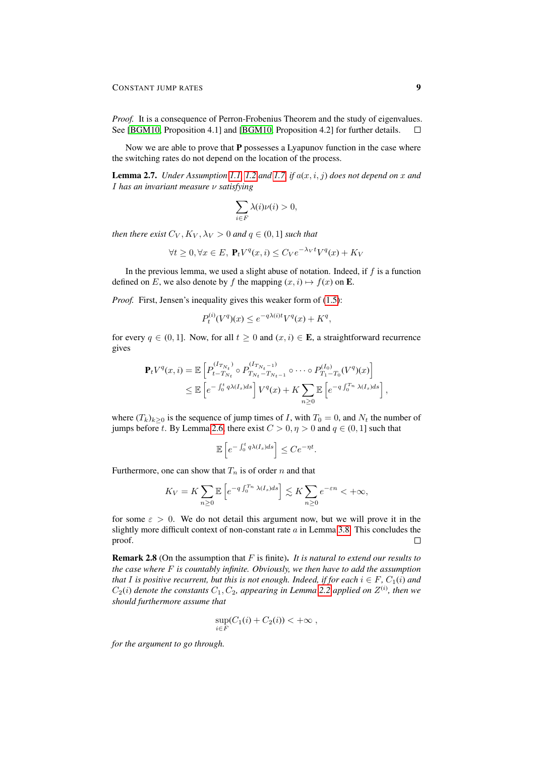*Proof.* It is a consequence of Perron-Frobenius Theorem and the study of eigenvalues. See [BGM10, Proposition 4.1] and [BGM10, Proposition 4.2] for further details. □

Now we are able to prove that $\mathbf{P}$ possesses a Lyapunov function in the case where the switching rates do not depend on the location of the process.

**Lemma 2.7.** *Under Assumption 1.1, 1.2 and 1.7, if $a(x,i,j)$ does not depend on $x$ and $I$ has an invariant measure $\nu$ satisfying*

$$\sum_{i\in F} \lambda(i)\nu(i) > 0,$$

*then there exist $C_V, K_V, \lambda_V > 0$ and $q \in (0,1]$ such that*

$$\forall t \geq 0, \forall x \in E,\ \mathbf{P}_t V^q(x,i) \leq C_V e^{-\lambda_V t} V^q(x) + K_V$$

In the previous lemma, we used a slight abuse of notation. Indeed, if $f$ is a function defined on $E$, we also denote by $f$ the mapping $(x,i) \mapsto f(x)$ on $\mathbf{E}$.

*Proof.* First, Jensen's inequality gives this weaker form of (1.5):

$$P_t^{(i)}(V^q)(x) \leq e^{-q\lambda(i)t} V^q(x) + K^q,$$

for every $q \in (0,1]$. Now, for all $t \geq 0$ and $(x,i) \in \mathbf{E}$, a straightforward recurrence gives

$$\begin{aligned}
\mathbf{P}_t V^q(x,i) &= \mathbb{E}\left[ P_{t-T_{N_t}}^{(I_{T_{N_t}})} \circ P_{T_{N_t}-T_{N_t-1}}^{(I_{T_{N_t-1}})} \circ \cdots \circ P_{T_1 - T_0}^{(I_0)}(V^q)(x) \right] \\
&\leq \mathbb{E}\left[ e^{-\int_0^t q\lambda(I_s)ds} \right] V^q(x) + K \sum_{n\geq 0} \mathbb{E}\left[ e^{-q\int_0^{T_n} \lambda(I_s)ds} \right],
\end{aligned}$$

where $(T_k)_{k\geq 0}$ is the sequence of jump times of $I$, with $T_0 = 0$, and $N_t$ the number of jumps before $t$. By Lemma 2.6, there exist $C > 0, \eta > 0$ and $q \in (0,1]$ such that

$$\mathbb{E}\left[ e^{-\int_0^t q\lambda(I_s)ds} \right] \leq C e^{-\eta t}.$$

Furthermore, one can show that $T_n$ is of order $n$ and that

$$K_V = K \sum_{n\geq 0} \mathbb{E}\left[ e^{-q\int_0^{T_n} \lambda(I_s)ds} \right] \lesssim K \sum_{n\geq 0} e^{-\varepsilon n} < +\infty,$$

for some $\varepsilon > 0$. We do not detail this argument now, but we will prove it in the slightly more difficult context of non-constant rate $a$ in Lemma 3.8. This concludes the proof. □

**Remark 2.8** (On the assumption that $F$ is finite). *It is natural to extend our results to the case where $F$ is countably infinite. Obviously, we then have to add the assumption that $I$ is positive recurrent, but this is not enough. Indeed, if for each $i \in F$, $C_1(i)$ and $C_2(i)$ denote the constants $C_1, C_2$, appearing in Lemma 2.2 applied on $Z^{(i)}$, then we should furthermore assume that*

$$\sup_{i\in F}(C_1(i) + C_2(i)) < +\infty\ ,$$

*for the argument to go through.*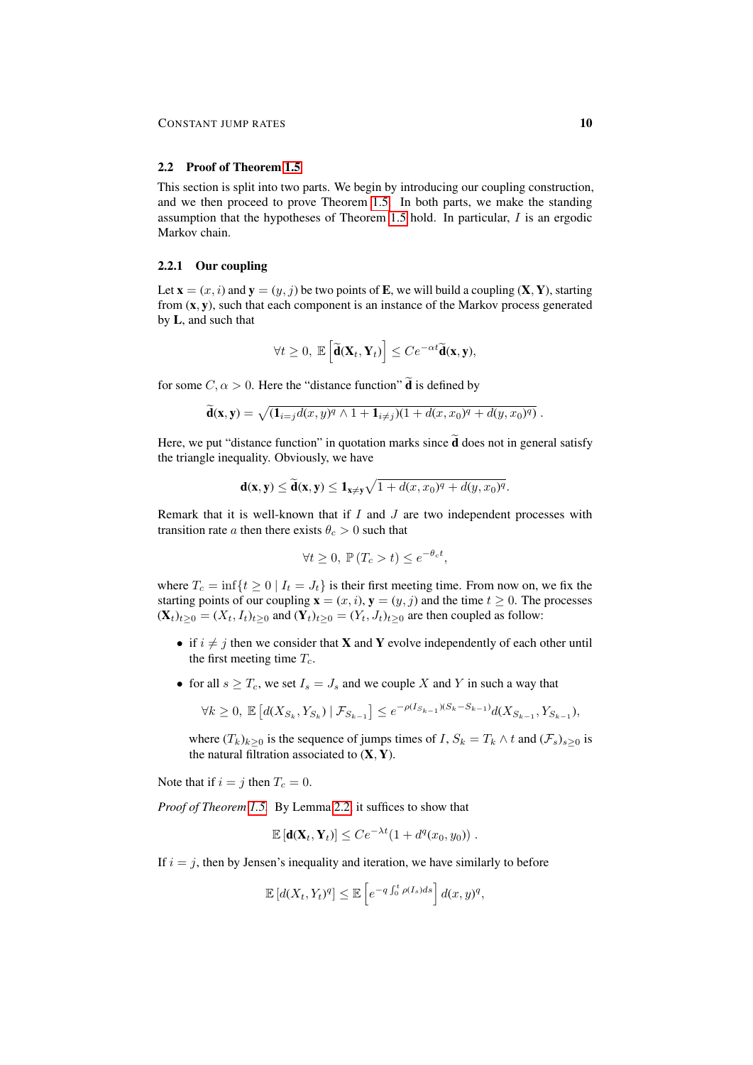### 2.2 Proof of Theorem 1.5

This section is split into two parts. We begin by introducing our coupling construction, and we then proceed to prove Theorem 1.5. In both parts, we make the standing assumption that the hypotheses of Theorem 1.5 hold. In particular, $I$ is an ergodic Markov chain.

#### 2.2.1 Our coupling

Let $\mathbf{x} = (x, i)$ and $\mathbf{y} = (y, j)$ be two points of $\mathbf{E}$, we will build a coupling $(\mathbf{X}, \mathbf{Y})$, starting from $(\mathbf{x}, \mathbf{y})$, such that each component is an instance of the Markov process generated by $\mathbf{L}$, and such that

$$\forall t \geq 0,\ \mathbb{E}\left[\widetilde{\mathbf{d}}(\mathbf{X}_t, \mathbf{Y}_t)\right] \leq Ce^{-\alpha t}\widetilde{\mathbf{d}}(\mathbf{x}, \mathbf{y}),$$

for some $C, \alpha > 0$. Here the "distance function" $\widetilde{\mathbf{d}}$ is defined by

$$\widetilde{\mathbf{d}}(\mathbf{x}, \mathbf{y}) = \sqrt{(\mathbf{1}_{i=j} d(x, y)^q \wedge 1 + \mathbf{1}_{i\neq j})(1 + d(x, x_0)^q + d(y, x_0)^q)}\ .$$

Here, we put "distance function" in quotation marks since $\widetilde{\mathbf{d}}$ does not in general satisfy the triangle inequality. Obviously, we have

$$\mathbf{d}(\mathbf{x}, \mathbf{y}) \leq \widetilde{\mathbf{d}}(\mathbf{x}, \mathbf{y}) \leq \mathbf{1}_{\mathbf{x}\neq\mathbf{y}}\sqrt{1 + d(x, x_0)^q + d(y, x_0)^q}.$$

Remark that it is well-known that if $I$ and $J$ are two independent processes with transition rate $a$ then there exists $\theta_c > 0$ such that

$$\forall t \geq 0,\ \mathbb{P}\left(T_c > t\right) \leq e^{-\theta_c t},$$

where $T_c = \inf\{t \geq 0 \mid I_t = J_t\}$ is their first meeting time. From now on, we fix the starting points of our coupling $\mathbf{x} = (x, i)$, $\mathbf{y} = (y, j)$ and the time $t \geq 0$. The processes $(\mathbf{X}_t)_{t\geq 0} = (X_t, I_t)_{t\geq 0}$ and $(\mathbf{Y}_t)_{t\geq 0} = (Y_t, J_t)_{t\geq 0}$ are then coupled as follow:

- if $i \neq j$ then we consider that $\mathbf{X}$ and $\mathbf{Y}$ evolve independently of each other until the first meeting time $T_c$.
- for all $s \geq T_c$, we set $I_s = J_s$ and we couple $X$ and $Y$ in such a way that

$$\forall k \geq 0,\ \mathbb{E}\left[d(X_{S_k}, Y_{S_k}) \mid \mathcal{F}_{S_{k-1}}\right] \leq e^{-\rho(I_{S_{k-1}})(S_k - S_{k-1})} d(X_{S_{k-1}}, Y_{S_{k-1}}),$$

  where $(T_k)_{k\geq 0}$ is the sequence of jumps times of $I$, $S_k = T_k \wedge t$ and $(\mathcal{F}_s)_{s\geq 0}$ is the natural filtration associated to $(\mathbf{X}, \mathbf{Y})$.

Note that if $i = j$ then $T_c = 0$.

*Proof of Theorem 1.5.* By Lemma 2.2, it suffices to show that

$$\mathbb{E}\left[\mathbf{d}(\mathbf{X}_t, \mathbf{Y}_t)\right] \leq Ce^{-\lambda t}(1 + d^q(x_0, y_0))\ .$$

If $i = j$, then by Jensen's inequality and iteration, we have similarly to before

$$\mathbb{E}\left[d(X_t, Y_t)^q\right] \leq \mathbb{E}\left[e^{-q\int_0^t \rho(I_s)ds}\right] d(x, y)^q,$$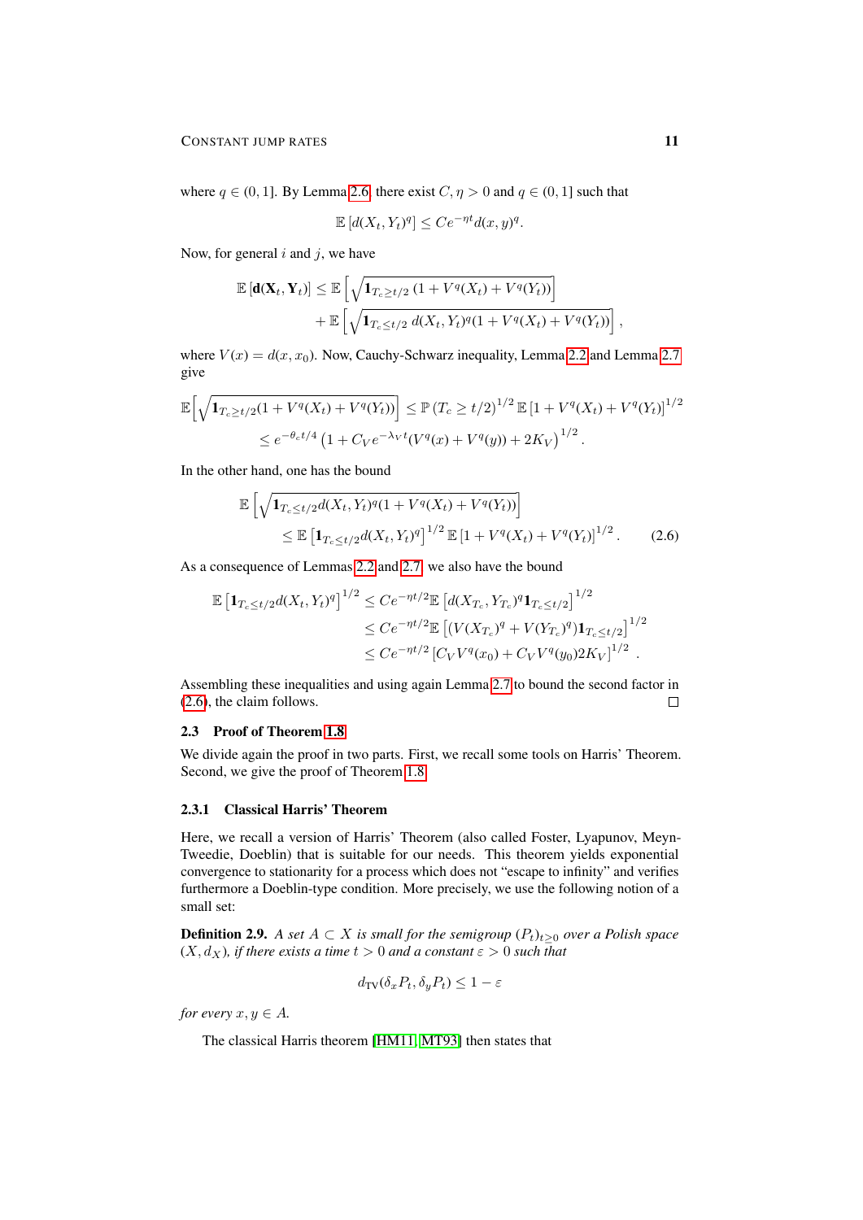where $q \in (0, 1]$. By Lemma 2.6, there exist $C, \eta > 0$ and $q \in (0, 1]$ such that

$$\mathbb{E}\left[d(X_t, Y_t)^q\right] \leq Ce^{-\eta t} d(x, y)^q.$$

Now, for general $i$ and $j$, we have

$$\mathbb{E}\left[\mathbf{d}(\mathbf{X}_t, \mathbf{Y}_t)\right] \leq \mathbb{E}\left[\sqrt{\mathbf{1}_{T_c \geq t/2}\left(1 + V^q(X_t) + V^q(Y_t)\right)}\right] + \mathbb{E}\left[\sqrt{\mathbf{1}_{T_c \leq t/2}\, d(X_t, Y_t)^q (1 + V^q(X_t) + V^q(Y_t))}\right],$$

where $V(x) = d(x, x_0)$. Now, Cauchy-Schwarz inequality, Lemma 2.2 and Lemma 2.7 give

$$\mathbb{E}\left[\sqrt{\mathbf{1}_{T_c \geq t/2}(1 + V^q(X_t) + V^q(Y_t))}\right] \leq \mathbb{P}\left(T_c \geq t/2\right)^{1/2} \mathbb{E}\left[1 + V^q(X_t) + V^q(Y_t)\right]^{1/2}$$
$$\leq e^{-\theta_c t/4}\left(1 + C_V e^{-\lambda_V t}(V^q(x) + V^q(y)) + 2K_V\right)^{1/2}.$$

In the other hand, one has the bound

$$\mathbb{E}\left[\sqrt{\mathbf{1}_{T_c \leq t/2} d(X_t, Y_t)^q (1 + V^q(X_t) + V^q(Y_t))}\right]$$
$$\leq \mathbb{E}\left[\mathbf{1}_{T_c \leq t/2} d(X_t, Y_t)^q\right]^{1/2} \mathbb{E}\left[1 + V^q(X_t) + V^q(Y_t)\right]^{1/2}. \tag{2.6}$$

As a consequence of Lemmas 2.2 and 2.7, we also have the bound

$$\mathbb{E}\left[\mathbf{1}_{T_c \leq t/2} d(X_t, Y_t)^q\right]^{1/2} \leq Ce^{-\eta t/2} \mathbb{E}\left[d(X_{T_c}, Y_{T_c})^q \mathbf{1}_{T_c \leq t/2}\right]^{1/2}$$
$$\leq Ce^{-\eta t/2} \mathbb{E}\left[(V(X_{T_c})^q + V(Y_{T_c})^q)\mathbf{1}_{T_c \leq t/2}\right]^{1/2}$$
$$\leq Ce^{-\eta t/2}\left[C_V V^q(x_0) + C_V V^q(y_0) 2K_V\right]^{1/2}.$$

Assembling these inequalities and using again Lemma 2.7 to bound the second factor in (2.6), the claim follows. $\square$

### 2.3 Proof of Theorem 1.8

We divide again the proof in two parts. First, we recall some tools on Harris' Theorem. Second, we give the proof of Theorem 1.8.

#### 2.3.1 Classical Harris' Theorem

Here, we recall a version of Harris' Theorem (also called Foster, Lyapunov, Meyn-Tweedie, Doeblin) that is suitable for our needs. This theorem yields exponential convergence to stationarity for a process which does not "escape to infinity" and verifies furthermore a Doeblin-type condition. More precisely, we use the following notion of a small set:

**Definition 2.9.** *A set $A \subset X$ is small for the semigroup $(P_t)_{t \geq 0}$ over a Polish space $(X, d_X)$, if there exists a time $t > 0$ and a constant $\varepsilon > 0$ such that*

$$d_{\mathrm{TV}}(\delta_x P_t, \delta_y P_t) \leq 1 - \varepsilon$$

*for every $x, y \in A$.*

The classical Harris theorem [HM11, MT93] then states that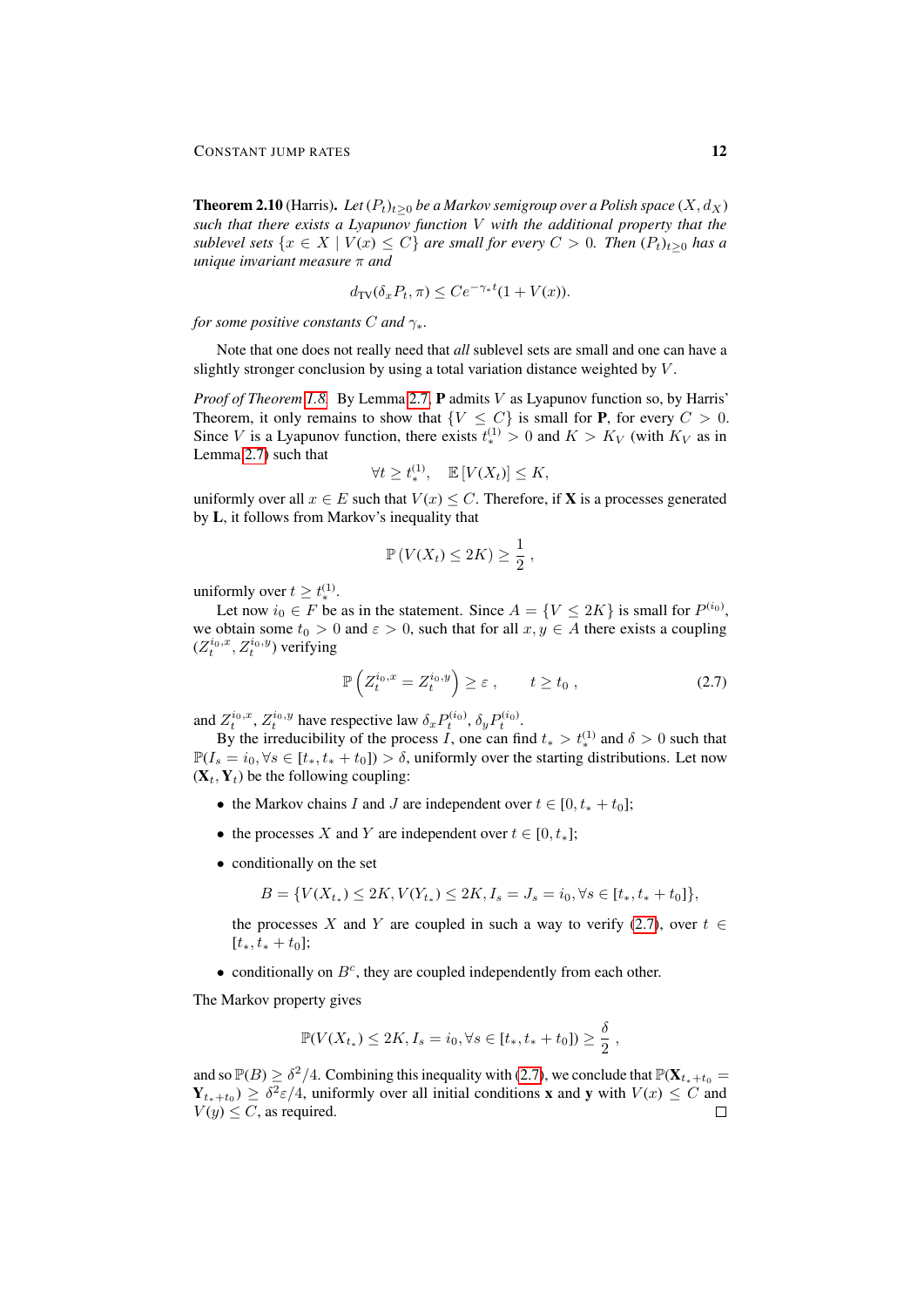**Theorem 2.10** (Harris). *Let $(P_t)_{t\geq 0}$ be a Markov semigroup over a Polish space $(X, d_X)$ such that there exists a Lyapunov function $V$ with the additional property that the sublevel sets $\{x \in X \mid V(x) \leq C\}$ are small for every $C > 0$. Then $(P_t)_{t\geq 0}$ has a unique invariant measure $\pi$ and*

$$d_{\mathrm{TV}}(\delta_x P_t, \pi) \leq C e^{-\gamma_* t}(1 + V(x)).$$

*for some positive constants $C$ and $\gamma_*$.*

Note that one does not really need that *all* sublevel sets are small and one can have a slightly stronger conclusion by using a total variation distance weighted by $V$.

*Proof of Theorem 1.8.* By Lemma 2.7, $\mathbf{P}$ admits $V$ as Lyapunov function so, by Harris' Theorem, it only remains to show that $\{V \leq C\}$ is small for $\mathbf{P}$, for every $C > 0$. Since $V$ is a Lyapunov function, there exists $t_*^{(1)} > 0$ and $K > K_V$ (with $K_V$ as in Lemma 2.7) such that

$$\forall t \geq t_*^{(1)}, \quad \mathbb{E}\left[V(X_t)\right] \leq K,$$

uniformly over all $x \in E$ such that $V(x) \leq C$. Therefore, if $\mathbf{X}$ is a processes generated by $\mathbf{L}$, it follows from Markov's inequality that

$$\mathbb{P}\left(V(X_t) \leq 2K\right) \geq \frac{1}{2}\,,$$

uniformly over $t \geq t_*^{(1)}$.

Let now $i_0 \in F$ be as in the statement. Since $A = \{V \leq 2K\}$ is small for $P^{(i_0)}$, we obtain some $t_0 > 0$ and $\varepsilon > 0$, such that for all $x, y \in A$ there exists a coupling $(Z_t^{i_0,x}, Z_t^{i_0,y})$ verifying

$$\mathbb{P}\left(Z_t^{i_0,x} = Z_t^{i_0,y}\right) \geq \varepsilon\,, \qquad t \geq t_0\,, \tag{2.7}$$

and $Z_t^{i_0,x}$, $Z_t^{i_0,y}$ have respective law $\delta_x P_t^{(i_0)}$, $\delta_y P_t^{(i_0)}$.

By the irreducibility of the process $I$, one can find $t_* > t_*^{(1)}$ and $\delta > 0$ such that $\mathbb{P}(I_s = i_0, \forall s \in [t_*, t_* + t_0]) > \delta$, uniformly over the starting distributions. Let now $(\mathbf{X}_t, \mathbf{Y}_t)$ be the following coupling:

- the Markov chains $I$ and $J$ are independent over $t \in [0, t_* + t_0]$;
- the processes $X$ and $Y$ are independent over $t \in [0, t_*]$;
- conditionally on the set

  $$B = \{V(X_{t_*}) \leq 2K, V(Y_{t_*}) \leq 2K, I_s = J_s = i_0, \forall s \in [t_*, t_* + t_0]\},$$

  the processes $X$ and $Y$ are coupled in such a way to verify (2.7), over $t \in [t_*, t_* + t_0]$;
- conditionally on $B^c$, they are coupled independently from each other.

The Markov property gives

$$\mathbb{P}(V(X_{t_*}) \leq 2K, I_s = i_0, \forall s \in [t_*, t_* + t_0]) \geq \frac{\delta}{2}\,,$$

and so $\mathbb{P}(B) \geq \delta^2/4$. Combining this inequality with (2.7), we conclude that $\mathbb{P}(\mathbf{X}_{t_*+t_0} = \mathbf{Y}_{t_*+t_0}) \geq \delta^2\varepsilon/4$, uniformly over all initial conditions $\mathbf{x}$ and $\mathbf{y}$ with $V(x) \leq C$ and $V(y) \leq C$, as required. □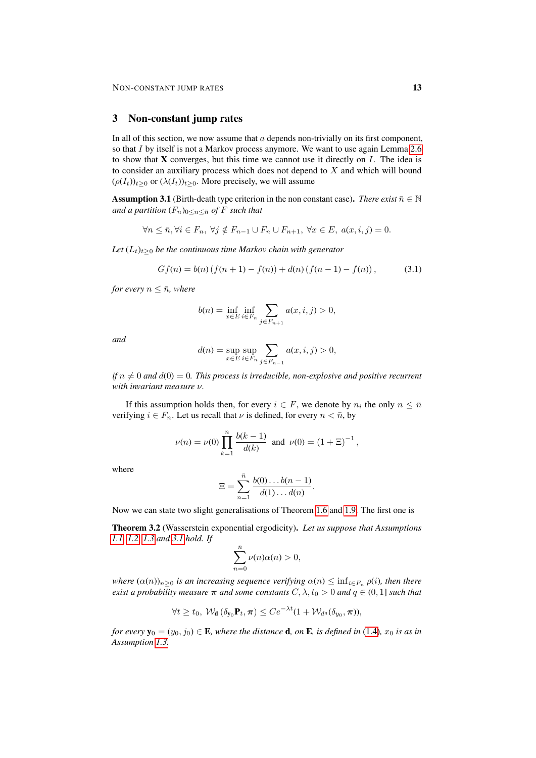## 3 Non-constant jump rates

In all of this section, we now assume that $a$ depends non-trivially on its first component, so that $I$ by itself is not a Markov process anymore. We want to use again Lemma 2.6 to show that $\mathbf{X}$ converges, but this time we cannot use it directly on $I$. The idea is to consider an auxiliary process which does not depend to $X$ and which will bound $(\rho(I_t))_{t\geq 0}$ or $(\lambda(I_t))_{t\geq 0}$. More precisely, we will assume

**Assumption 3.1** (Birth-death type criterion in the non constant case)**.** *There exist $\bar{n} \in \mathbb{N}$ and a partition $(F_n)_{0\leq n\leq \bar{n}}$ of $F$ such that*

$$\forall n \leq \bar{n}, \forall i \in F_n,\ \forall j \notin F_{n-1} \cup F_n \cup F_{n+1},\ \forall x \in E,\ a(x,i,j) = 0.$$

*Let $(L_t)_{t\geq 0}$ be the continuous time Markov chain with generator*

$$Gf(n) = b(n)\left(f(n+1) - f(n)\right) + d(n)\left(f(n-1) - f(n)\right), \tag{3.1}$$

*for every $n \leq \bar{n}$, where*

$$b(n) = \inf_{x\in E} \inf_{i\in F_n} \sum_{j\in F_{n+1}} a(x,i,j) > 0,$$

*and*

$$d(n) = \sup_{x\in E} \sup_{i\in F_n} \sum_{j\in F_{n-1}} a(x,i,j) > 0,$$

*if $n \neq 0$ and $d(0) = 0$. This process is irreducible, non-explosive and positive recurrent with invariant measure $\nu$.*

If this assumption holds then, for every $i \in F$, we denote by $n_i$ the only $n \leq \bar{n}$ verifying $i \in F_n$. Let us recall that $\nu$ is defined, for every $n < \bar{n}$, by

$$\nu(n) = \nu(0) \prod_{k=1}^{n} \frac{b(k-1)}{d(k)} \ \text{ and } \ \nu(0) = (1 + \Xi)^{-1},$$

where

$$\Xi = \sum_{n=1}^{\bar{n}} \frac{b(0)\ldots b(n-1)}{d(1)\ldots d(n)}.$$

Now we can state two slight generalisations of Theorem 1.6 and 1.9. The first one is

**Theorem 3.2** (Wasserstein exponential ergodicity)**.** *Let us suppose that Assumptions 1.1, 1.2, 1.3 and 3.1 hold. If*

$$\sum_{n=0}^{\bar{n}} \nu(n)\alpha(n) > 0,$$

*where $(\alpha(n))_{n\geq 0}$ is an increasing sequence verifying $\alpha(n) \leq \inf_{i\in F_n} \rho(i)$, then there exist a probability measure $\boldsymbol{\pi}$ and some constants $C, \lambda, t_0 > 0$ and $q \in (0,1]$ such that*

$$\forall t \geq t_0,\ \mathcal{W}_{\mathbf{d}}\left(\delta_{\mathbf{y}_0}\mathbf{P}_t, \boldsymbol{\pi}\right) \leq Ce^{-\lambda t}(1 + \mathcal{W}_{d^q}(\delta_{y_0}, \boldsymbol{\pi})),$$

*for every $\mathbf{y}_0 = (y_0, j_0) \in \mathbf{E}$, where the distance $\mathbf{d}$, on $\mathbf{E}$, is defined in (1.4), $x_0$ is as in Assumption 1.3.*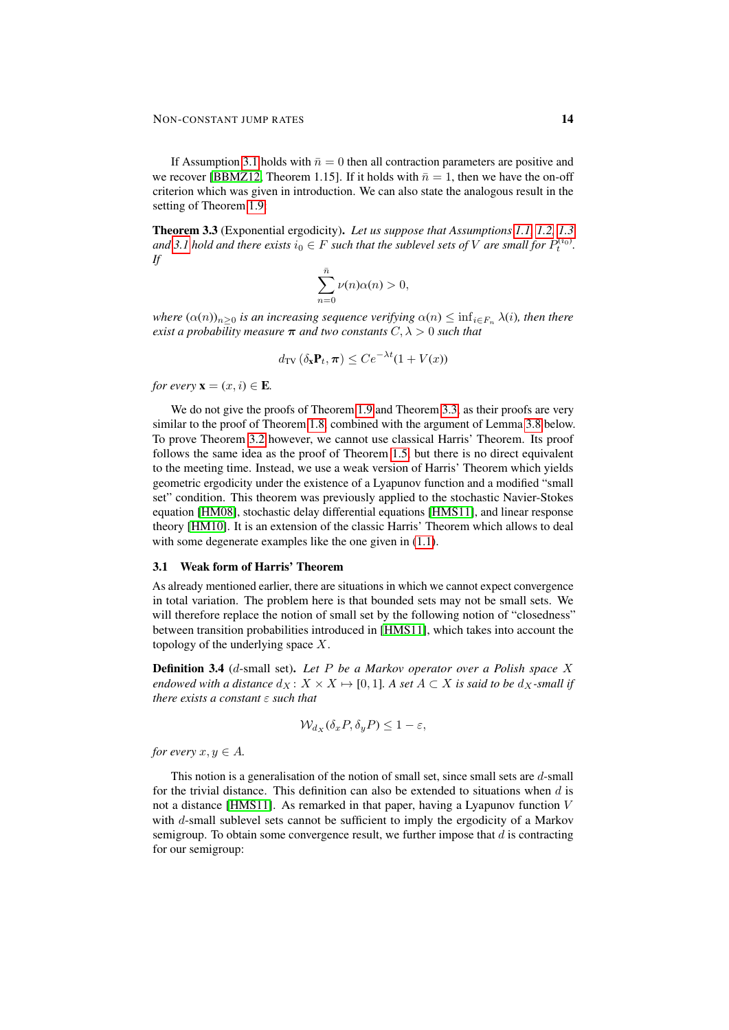If Assumption 3.1 holds with $\bar{n} = 0$ then all contraction parameters are positive and we recover [BBMZ12, Theorem 1.15]. If it holds with $\bar{n} = 1$, then we have the on-off criterion which was given in introduction. We can also state the analogous result in the setting of Theorem 1.9.

**Theorem 3.3** (Exponential ergodicity). *Let us suppose that Assumptions 1.1, 1.2, 1.3 and 3.1 hold and there exists $i_0 \in F$ such that the sublevel sets of $V$ are small for $P_t^{(i_0)}$. If*

$$\sum_{n=0}^{\bar{n}} \nu(n)\alpha(n) > 0,$$

*where $(\alpha(n))_{n\geq 0}$ is an increasing sequence verifying $\alpha(n) \leq \inf_{i\in F_n} \lambda(i)$, then there exist a probability measure $\boldsymbol{\pi}$ and two constants $C, \lambda > 0$ such that*

$$d_{\mathrm{TV}}\left(\delta_{\mathbf{x}}\mathbf{P}_t, \boldsymbol{\pi}\right) \leq Ce^{-\lambda t}(1 + V(x))$$

*for every $\mathbf{x} = (x, i) \in \mathbf{E}$.*

We do not give the proofs of Theorem 1.9 and Theorem 3.3, as their proofs are very similar to the proof of Theorem 1.8, combined with the argument of Lemma 3.8 below. To prove Theorem 3.2 however, we cannot use classical Harris' Theorem. Its proof follows the same idea as the proof of Theorem 1.5, but there is no direct equivalent to the meeting time. Instead, we use a weak version of Harris' Theorem which yields geometric ergodicity under the existence of a Lyapunov function and a modified "small set" condition. This theorem was previously applied to the stochastic Navier-Stokes equation [HM08], stochastic delay differential equations [HMS11], and linear response theory [HM10]. It is an extension of the classic Harris' Theorem which allows to deal with some degenerate examples like the one given in (1.1).

### 3.1 Weak form of Harris' Theorem

As already mentioned earlier, there are situations in which we cannot expect convergence in total variation. The problem here is that bounded sets may not be small sets. We will therefore replace the notion of small set by the following notion of "closedness" between transition probabilities introduced in [HMS11], which takes into account the topology of the underlying space $X$.

**Definition 3.4** ($d$-small set). *Let $P$ be a Markov operator over a Polish space $X$ endowed with a distance $d_X : X \times X \mapsto [0, 1]$. A set $A \subset X$ is said to be $d_X$-small if there exists a constant $\varepsilon$ such that*

$$\mathcal{W}_{d_X}(\delta_x P, \delta_y P) \leq 1 - \varepsilon,$$

*for every $x, y \in A$.*

This notion is a generalisation of the notion of small set, since small sets are $d$-small for the trivial distance. This definition can also be extended to situations when $d$ is not a distance [HMS11]. As remarked in that paper, having a Lyapunov function $V$ with $d$-small sublevel sets cannot be sufficient to imply the ergodicity of a Markov semigroup. To obtain some convergence result, we further impose that $d$ is contracting for our semigroup: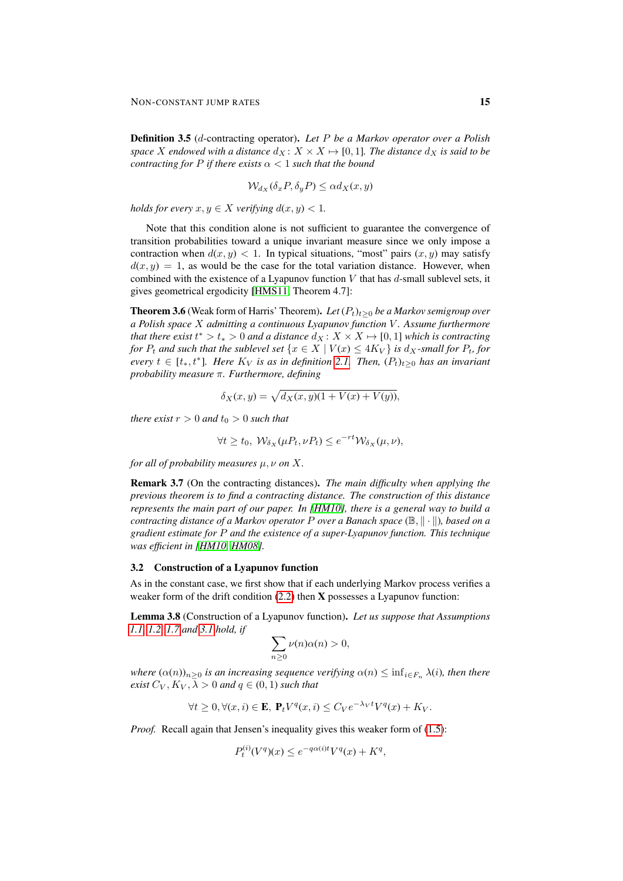**Definition 3.5** ($d$-contracting operator)**.** *Let $P$ be a Markov operator over a Polish space $X$ endowed with a distance $d_X : X \times X \mapsto [0,1]$. The distance $d_X$ is said to be contracting for $P$ if there exists $\alpha < 1$ such that the bound*

$$\mathcal{W}_{d_X}(\delta_x P, \delta_y P) \leq \alpha d_X(x,y)$$

*holds for every $x, y \in X$ verifying $d(x,y) < 1$.*

Note that this condition alone is not sufficient to guarantee the convergence of transition probabilities toward a unique invariant measure since we only impose a contraction when $d(x,y) < 1$. In typical situations, "most" pairs $(x,y)$ may satisfy $d(x,y) = 1$, as would be the case for the total variation distance. However, when combined with the existence of a Lyapunov function $V$ that has $d$-small sublevel sets, it gives geometrical ergodicity [HMS11, Theorem 4.7]:

**Theorem 3.6** (Weak form of Harris' Theorem)**.** *Let $(P_t)_{t\geq 0}$ be a Markov semigroup over a Polish space $X$ admitting a continuous Lyapunov function $V$. Assume furthermore that there exist $t^* > t_* > 0$ and a distance $d_X : X \times X \mapsto [0,1]$ which is contracting for $P_t$ and such that the sublevel set $\{x \in X \mid V(x) \leq 4K_V\}$ is $d_X$-small for $P_t$, for every $t \in [t_*, t^*]$. Here $K_V$ is as in definition 2.1. Then, $(P_t)_{t\geq 0}$ has an invariant probability measure $\pi$. Furthermore, defining*

$$\delta_X(x,y) = \sqrt{d_X(x,y)(1 + V(x) + V(y))},$$

*there exist $r > 0$ and $t_0 > 0$ such that*

$$\forall t \geq t_0,\ \mathcal{W}_{\delta_X}(\mu P_t, \nu P_t) \leq e^{-rt}\mathcal{W}_{\delta_X}(\mu, \nu),$$

*for all of probability measures $\mu, \nu$ on $X$.*

**Remark 3.7** (On the contracting distances)**.** *The main difficulty when applying the previous theorem is to find a contracting distance. The construction of this distance represents the main part of our paper. In [HM10], there is a general way to build a contracting distance of a Markov operator $P$ over a Banach space $(\mathbb{B}, \|\cdot\|)$, based on a gradient estimate for $P$ and the existence of a super-Lyapunov function. This technique was efficient in [HM10, HM08].*

### 3.2 Construction of a Lyapunov function

As in the constant case, we first show that if each underlying Markov process verifies a weaker form of the drift condition (2.2) then $\mathbf{X}$ possesses a Lyapunov function:

**Lemma 3.8** (Construction of a Lyapunov function)**.** *Let us suppose that Assumptions 1.1, 1.2, 1.7 and 3.1 hold, if*

$$\sum_{n\geq 0} \nu(n)\alpha(n) > 0,$$

*where $(\alpha(n))_{n\geq 0}$ is an increasing sequence verifying $\alpha(n) \leq \inf_{i\in F_n} \lambda(i)$, then there exist $C_V, K_V, \lambda > 0$ and $q \in (0,1)$ such that*

$$\forall t \geq 0, \forall (x,i) \in \mathbf{E},\ \mathbf{P}_t V^q(x,i) \leq C_V e^{-\lambda_V t} V^q(x) + K_V.$$

*Proof.* Recall again that Jensen's inequality gives this weaker form of (1.5):

$$P_t^{(i)}(V^q)(x) \leq e^{-q\alpha(i)t} V^q(x) + K^q,$$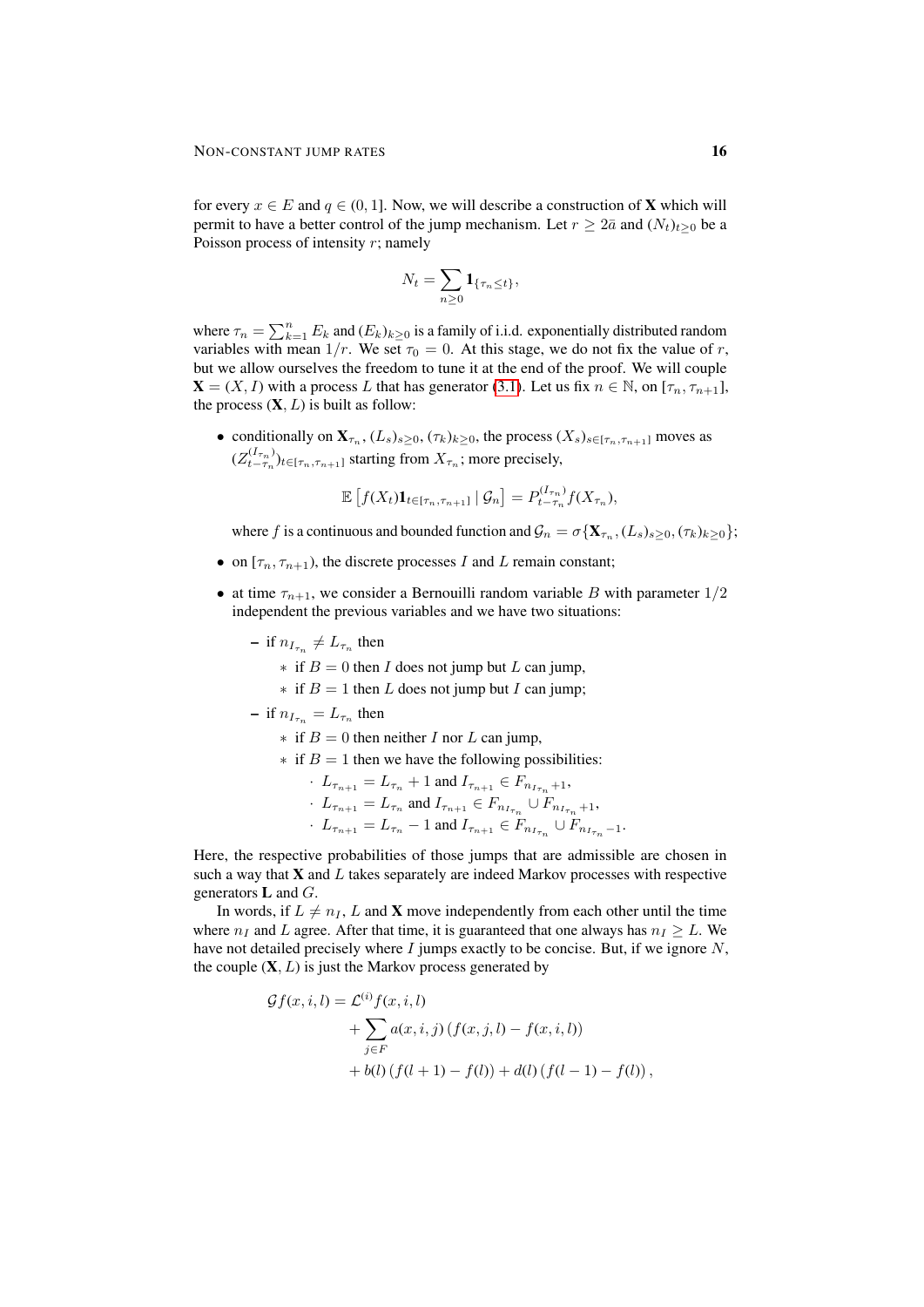for every $x \in E$ and $q \in (0,1]$. Now, we will describe a construction of $\mathbf{X}$ which will permit to have a better control of the jump mechanism. Let $r \geq 2\bar{a}$ and $(N_t)_{t \geq 0}$ be a Poisson process of intensity $r$; namely

$$N_t = \sum_{n \geq 0} \mathbf{1}_{\{\tau_n \leq t\}},$$

where $\tau_n = \sum_{k=1}^n E_k$ and $(E_k)_{k \geq 0}$ is a family of i.i.d. exponentially distributed random variables with mean $1/r$. We set $\tau_0 = 0$. At this stage, we do not fix the value of $r$, but we allow ourselves the freedom to tune it at the end of the proof. We will couple $\mathbf{X} = (X, I)$ with a process $L$ that has generator (3.1). Let us fix $n \in \mathbb{N}$, on $[\tau_n, \tau_{n+1}]$, the process $(\mathbf{X}, L)$ is built as follow:

- conditionally on $\mathbf{X}_{\tau_n}$, $(L_s)_{s \geq 0}$, $(\tau_k)_{k \geq 0}$, the process $(X_s)_{s \in [\tau_n, \tau_{n+1}]}$ moves as $(Z^{(I_{\tau_n})}_{t-\tau_n})_{t \in [\tau_n, \tau_{n+1}]}$ starting from $X_{\tau_n}$; more precisely,

$$\mathbb{E}\left[f(X_t)\mathbf{1}_{t \in [\tau_n, \tau_{n+1}]} \mid \mathcal{G}_n\right] = P^{(I_{\tau_n})}_{t-\tau_n} f(X_{\tau_n}),$$

  where $f$ is a continuous and bounded function and $\mathcal{G}_n = \sigma\{\mathbf{X}_{\tau_n}, (L_s)_{s \geq 0}, (\tau_k)_{k \geq 0}\}$;
- on $[\tau_n, \tau_{n+1})$, the discrete processes $I$ and $L$ remain constant;
- at time $\tau_{n+1}$, we consider a Bernouilli random variable $B$ with parameter $1/2$ independent the previous variables and we have two situations:
  - if $n_{I_{\tau_n}} \neq L_{\tau_n}$ then
    - if $B = 0$ then $I$ does not jump but $L$ can jump,
    - if $B = 1$ then $L$ does not jump but $I$ can jump;
  - if $n_{I_{\tau_n}} = L_{\tau_n}$ then
    - if $B = 0$ then neither $I$ nor $L$ can jump,
    - if $B = 1$ then we have the following possibilities:
      - $L_{\tau_{n+1}} = L_{\tau_n} + 1$ and $I_{\tau_{n+1}} \in F_{n_{I_{\tau_n}}+1}$,
      - $L_{\tau_{n+1}} = L_{\tau_n}$ and $I_{\tau_{n+1}} \in F_{n_{I_{\tau_n}}} \cup F_{n_{I_{\tau_n}}+1}$,
      - $L_{\tau_{n+1}} = L_{\tau_n} - 1$ and $I_{\tau_{n+1}} \in F_{n_{I_{\tau_n}}} \cup F_{n_{I_{\tau_n}}-1}$.

Here, the respective probabilities of those jumps that are admissible are chosen in such a way that $\mathbf{X}$ and $L$ takes separately are indeed Markov processes with respective generators $\mathbf{L}$ and $G$.

In words, if $L \neq n_I$, $L$ and $\mathbf{X}$ move independently from each other until the time where $n_I$ and $L$ agree. After that time, it is guaranteed that one always has $n_I \geq L$. We have not detailed precisely where $I$ jumps exactly to be concise. But, if we ignore $N$, the couple $(\mathbf{X}, L)$ is just the Markov process generated by

$$\begin{aligned}
\mathcal{G}f(x,i,l) = &\ \mathcal{L}^{(i)} f(x,i,l) \\
&+ \sum_{j \in F} a(x,i,j)\left(f(x,j,l) - f(x,i,l)\right) \\
&+ b(l)\left(f(l+1) - f(l)\right) + d(l)\left(f(l-1) - f(l)\right),
\end{aligned}$$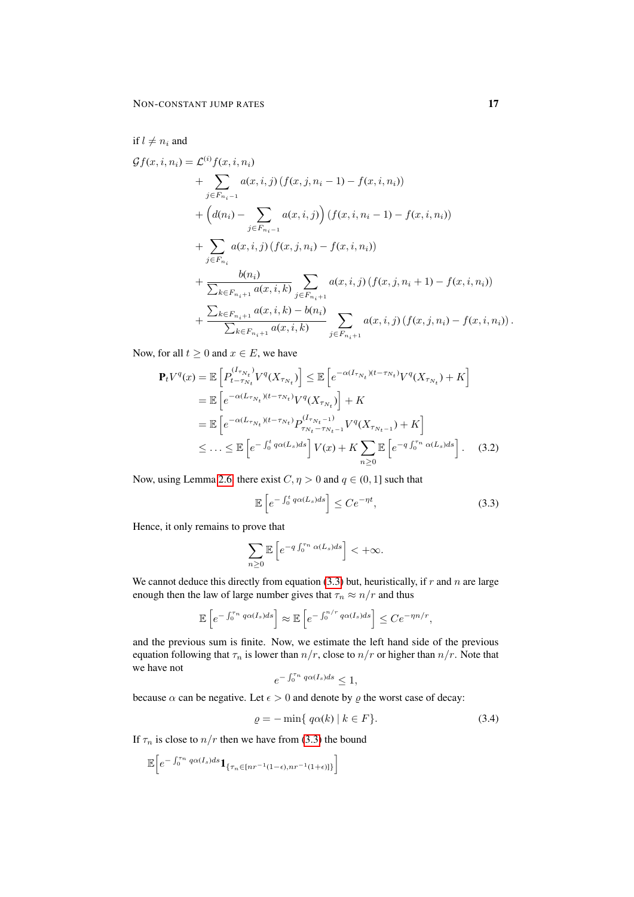if $l \neq n_i$ and

$$
\begin{aligned}
\mathcal{G}f(x,i,n_i) &= \mathcal{L}^{(i)} f(x,i,n_i) \\
&\quad + \sum_{j \in F_{n_i-1}} a(x,i,j)\left(f(x,j,n_i-1) - f(x,i,n_i)\right) \\
&\quad + \Big(d(n_i) - \sum_{j \in F_{n_i-1}} a(x,i,j)\Big)\left(f(x,i,n_i-1) - f(x,i,n_i)\right) \\
&\quad + \sum_{j \in F_{n_i}} a(x,i,j)\left(f(x,j,n_i) - f(x,i,n_i)\right) \\
&\quad + \frac{b(n_i)}{\sum_{k \in F_{n_i+1}} a(x,i,k)} \sum_{j \in F_{n_i+1}} a(x,i,j)\left(f(x,j,n_i+1) - f(x,i,n_i)\right) \\
&\quad + \frac{\sum_{k \in F_{n_i+1}} a(x,i,k) - b(n_i)}{\sum_{k \in F_{n_i+1}} a(x,i,k)} \sum_{j \in F_{n_i+1}} a(x,i,j)\left(f(x,j,n_i) - f(x,i,n_i)\right).
\end{aligned}
$$

Now, for all $t \geq 0$ and $x \in E$, we have

$$
\begin{aligned}
\mathbf{P}_t V^q(x) &= \mathbb{E}\left[P_{t-\tau_{N_t}}^{(I_{\tau_{N_t}})} V^q(X_{\tau_{N_t}})\right] \leq \mathbb{E}\left[e^{-\alpha(I_{\tau_{N_t}})(t-\tau_{N_t})} V^q(X_{\tau_{N_t}}) + K\right] \\
&= \mathbb{E}\left[e^{-\alpha(L_{\tau_{N_t}})(t-\tau_{N_t})} V^q(X_{\tau_{N_t}})\right] + K \\
&= \mathbb{E}\left[e^{-\alpha(L_{\tau_{N_t}})(t-\tau_{N_t})} P_{\tau_{N_t}-\tau_{N_t-1}}^{(I_{\tau_{N_t}-1})} V^q(X_{\tau_{N_t-1}}) + K\right] \\
&\leq \ldots \leq \mathbb{E}\left[e^{-\int_0^t q\alpha(L_s)ds}\right] V(x) + K \sum_{n \geq 0} \mathbb{E}\left[e^{-q\int_0^{\tau_n} \alpha(L_s)ds}\right]. \qquad (3.2)
\end{aligned}
$$

Now, using Lemma 2.6, there exist $C, \eta > 0$ and $q \in (0,1]$ such that

$$
\mathbb{E}\left[e^{-\int_0^t q\alpha(L_s)ds}\right] \leq Ce^{-\eta t}, \qquad (3.3)
$$

Hence, it only remains to prove that

$$
\sum_{n \geq 0} \mathbb{E}\left[e^{-q\int_0^{\tau_n} \alpha(L_s)ds}\right] < +\infty.
$$

We cannot deduce this directly from equation (3.3) but, heuristically, if $r$ and $n$ are large enough then the law of large number gives that $\tau_n \approx n/r$ and thus

$$
\mathbb{E}\left[e^{-\int_0^{\tau_n} q\alpha(I_s)ds}\right] \approx \mathbb{E}\left[e^{-\int_0^{n/r} q\alpha(I_s)ds}\right] \leq Ce^{-\eta n/r},
$$

and the previous sum is finite. Now, we estimate the left hand side of the previous equation following that $\tau_n$ is lower than $n/r$, close to $n/r$ or higher than $n/r$. Note that we have not

$$
e^{-\int_0^{\tau_n} q\alpha(I_s)ds} \leq 1,
$$

because $\alpha$ can be negative. Let $\epsilon > 0$ and denote by $\varrho$ the worst case of decay:

$$
\varrho = -\min\{\, q\alpha(k) \mid k \in F\}. \qquad (3.4)
$$

If $\tau_n$ is close to $n/r$ then we have from (3.3) the bound

$$
\mathbb{E}\Big[e^{-\int_0^{\tau_n} q\alpha(I_s)ds} \mathbf{1}_{\{\tau_n \in [nr^{-1}(1-\epsilon), nr^{-1}(1+\epsilon)]\}}\Big]
$$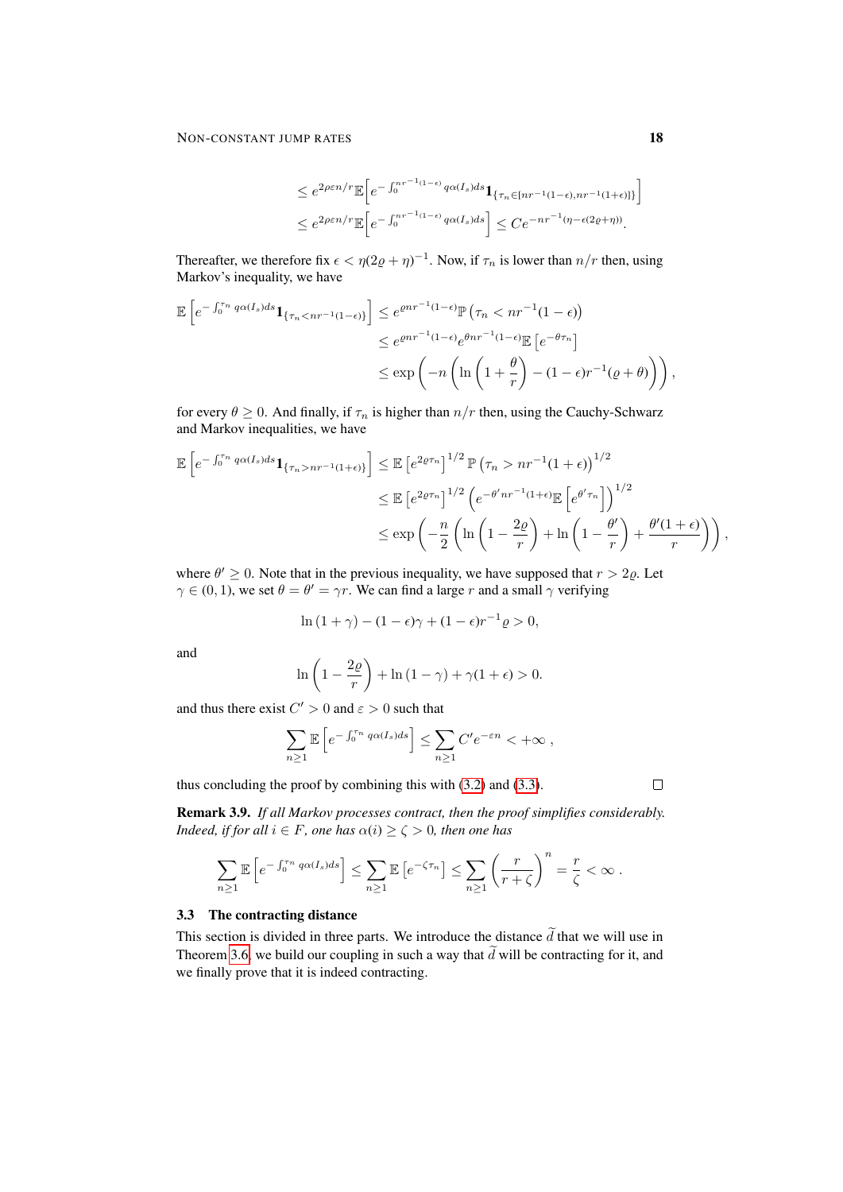$$
\begin{aligned}
&\leq e^{2\rho\varepsilon n/r}\mathbb{E}\Big[e^{-\int_0^{nr^{-1}(1-\epsilon)} q\alpha(I_s)ds}\mathbf{1}_{\{\tau_n\in[nr^{-1}(1-\epsilon),nr^{-1}(1+\epsilon)]\}}\Big] \\
&\leq e^{2\rho\varepsilon n/r}\mathbb{E}\Big[e^{-\int_0^{nr^{-1}(1-\epsilon)} q\alpha(I_s)ds}\Big] \leq Ce^{-nr^{-1}(\eta-\epsilon(2\varrho+\eta))}.
\end{aligned}
$$

Thereafter, we therefore fix $\epsilon < \eta(2\varrho+\eta)^{-1}$. Now, if $\tau_n$ is lower than $n/r$ then, using Markov's inequality, we have

$$
\begin{aligned}
\mathbb{E}\left[e^{-\int_0^{\tau_n} q\alpha(I_s)ds}\mathbf{1}_{\{\tau_n<nr^{-1}(1-\epsilon)\}}\right] &\leq e^{\varrho nr^{-1}(1-\epsilon)}\mathbb{P}\left(\tau_n < nr^{-1}(1-\epsilon)\right) \\
&\leq e^{\varrho nr^{-1}(1-\epsilon)}e^{\theta nr^{-1}(1-\epsilon)}\mathbb{E}\left[e^{-\theta\tau_n}\right] \\
&\leq \exp\left(-n\left(\ln\left(1+\frac{\theta}{r}\right)-(1-\epsilon)r^{-1}(\varrho+\theta)\right)\right),
\end{aligned}
$$

for every $\theta \geq 0$. And finally, if $\tau_n$ is higher than $n/r$ then, using the Cauchy-Schwarz and Markov inequalities, we have

$$
\begin{aligned}
\mathbb{E}\left[e^{-\int_0^{\tau_n} q\alpha(I_s)ds}\mathbf{1}_{\{\tau_n>nr^{-1}(1+\epsilon)\}}\right] &\leq \mathbb{E}\left[e^{2\varrho\tau_n}\right]^{1/2}\mathbb{P}\left(\tau_n > nr^{-1}(1+\epsilon)\right)^{1/2} \\
&\leq \mathbb{E}\left[e^{2\varrho\tau_n}\right]^{1/2}\left(e^{-\theta' nr^{-1}(1+\epsilon)}\mathbb{E}\left[e^{\theta'\tau_n}\right]\right)^{1/2} \\
&\leq \exp\left(-\frac{n}{2}\left(\ln\left(1-\frac{2\varrho}{r}\right)+\ln\left(1-\frac{\theta'}{r}\right)+\frac{\theta'(1+\epsilon)}{r}\right)\right),
\end{aligned}
$$

where $\theta' \geq 0$. Note that in the previous inequality, we have supposed that $r > 2\varrho$. Let $\gamma \in (0,1)$, we set $\theta = \theta' = \gamma r$. We can find a large $r$ and a small $\gamma$ verifying

$$
\ln(1+\gamma) - (1-\epsilon)\gamma + (1-\epsilon)r^{-1}\varrho > 0,
$$

and

$$
\ln\left(1-\frac{2\varrho}{r}\right) + \ln(1-\gamma) + \gamma(1+\epsilon) > 0.
$$

and thus there exist $C' > 0$ and $\varepsilon > 0$ such that

$$
\sum_{n\geq 1}\mathbb{E}\left[e^{-\int_0^{\tau_n} q\alpha(I_s)ds}\right] \leq \sum_{n\geq 1} C'e^{-\varepsilon n} < +\infty\ ,
$$

thus concluding the proof by combining this with (3.2) and (3.3). □

**Remark 3.9.** *If all Markov processes contract, then the proof simplifies considerably. Indeed, if for all $i \in F$, one has $\alpha(i) \geq \zeta > 0$, then one has*

$$
\sum_{n\geq 1}\mathbb{E}\left[e^{-\int_0^{\tau_n} q\alpha(I_s)ds}\right] \leq \sum_{n\geq 1}\mathbb{E}\left[e^{-\zeta\tau_n}\right] \leq \sum_{n\geq 1}\left(\frac{r}{r+\zeta}\right)^n = \frac{r}{\zeta} < \infty\ .
$$

### 3.3 The contracting distance

This section is divided in three parts. We introduce the distance $\widetilde{d}$ that we will use in Theorem 3.6, we build our coupling in such a way that $\widetilde{d}$ will be contracting for it, and we finally prove that it is indeed contracting.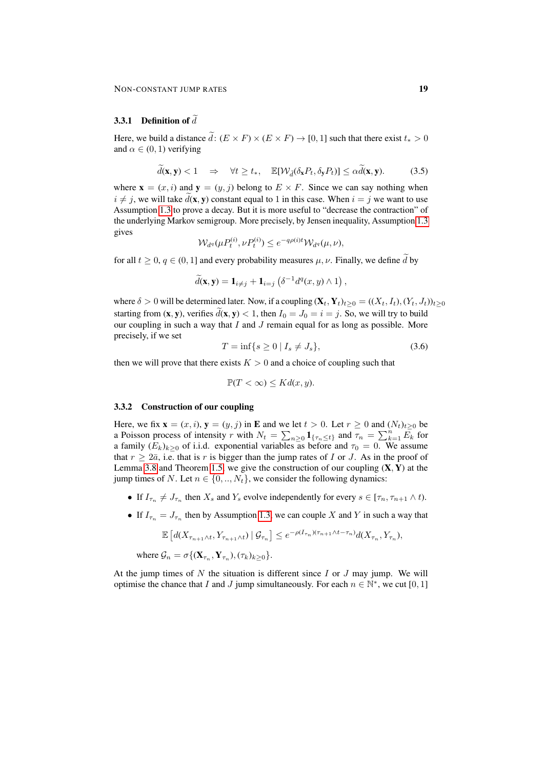### 3.3.1 Definition of $\widetilde{d}$

Here, we build a distance $\widetilde{d}\colon (E \times F) \times (E \times F) \to [0,1]$ such that there exist $t_* > 0$ and $\alpha \in (0,1)$ verifying

$$\widetilde{d}(\mathbf{x},\mathbf{y}) < 1 \quad \Rightarrow \quad \forall t \geq t_*, \quad \mathbb{E}[\mathcal{W}_{\widetilde{d}}(\delta_{\mathbf{x}} P_t, \delta_{\mathbf{y}} P_t)] \leq \alpha \widetilde{d}(\mathbf{x},\mathbf{y}). \tag{3.5}$$

where $\mathbf{x} = (x,i)$ and $\mathbf{y} = (y,j)$ belong to $E \times F$. Since we can say nothing when $i \neq j$, we will take $\widetilde{d}(\mathbf{x},\mathbf{y})$ constant equal to 1 in this case. When $i = j$ we want to use Assumption 1.3 to prove a decay. But it is more useful to "decrease the contraction" of the underlying Markov semigroup. More precisely, by Jensen inequality, Assumption 1.3 gives

$$\mathcal{W}_{d^q}(\mu P_t^{(i)}, \nu P_t^{(i)}) \leq e^{-q\rho(i)t} \mathcal{W}_{d^q}(\mu,\nu),$$

for all $t \geq 0$, $q \in (0,1]$ and every probability measures $\mu, \nu$. Finally, we define $\widetilde{d}$ by

$$\widetilde{d}(\mathbf{x},\mathbf{y}) = \mathbf{1}_{i \neq j} + \mathbf{1}_{i=j}\left(\delta^{-1} d^q(x,y) \wedge 1\right),$$

where $\delta > 0$ will be determined later. Now, if a coupling $(\mathbf{X}_t, \mathbf{Y}_t)_{t\geq 0} = ((X_t, I_t), (Y_t, J_t))_{t\geq 0}$ starting from $(\mathbf{x},\mathbf{y})$, verifies $\widetilde{d}(\mathbf{x},\mathbf{y}) < 1$, then $I_0 = J_0 = i = j$. So, we will try to build our coupling in such a way that $I$ and $J$ remain equal for as long as possible. More precisely, if we set

$$T = \inf\{s \geq 0 \mid I_s \neq J_s\}, \tag{3.6}$$

then we will prove that there exists $K > 0$ and a choice of coupling such that

$$\mathbb{P}(T < \infty) \leq K d(x,y).$$

### 3.3.2 Construction of our coupling

Here, we fix $\mathbf{x} = (x,i)$, $\mathbf{y} = (y,j)$ in $\mathbf{E}$ and we let $t > 0$. Let $r \geq 0$ and $(N_t)_{t\geq 0}$ be a Poisson process of intensity $r$ with $N_t = \sum_{n\geq 0} \mathbf{1}_{\{\tau_n \leq t\}}$ and $\tau_n = \sum_{k=1}^n E_k$ for a family $(E_k)_{k\geq 0}$ of i.i.d. exponential variables as before and $\tau_0 = 0$. We assume that $r \geq 2\bar{a}$, i.e. that is $r$ is bigger than the jump rates of $I$ or $J$. As in the proof of Lemma 3.8 and Theorem 1.5, we give the construction of our coupling $(\mathbf{X}, \mathbf{Y})$ at the jump times of $N$. Let $n \in \{0, .., N_t\}$, we consider the following dynamics:

- If $I_{\tau_n} \neq J_{\tau_n}$ then $X_s$ and $Y_s$ evolve independently for every $s \in [\tau_n, \tau_{n+1} \wedge t)$.
- If $I_{\tau_n} = J_{\tau_n}$ then by Assumption 1.3, we can couple $X$ and $Y$ in such a way that

$$\mathbb{E}\left[d(X_{\tau_{n+1}\wedge t}, Y_{\tau_{n+1}\wedge t}) \mid \mathcal{G}_{\tau_n}\right] \leq e^{-\rho(I_{\tau_n})(\tau_{n+1}\wedge t - \tau_n)} d(X_{\tau_n}, Y_{\tau_n}),$$

  where $\mathcal{G}_n = \sigma\{(\mathbf{X}_{\tau_n}, \mathbf{Y}_{\tau_n}), (\tau_k)_{k\geq 0}\}$.

At the jump times of $N$ the situation is different since $I$ or $J$ may jump. We will optimise the chance that $I$ and $J$ jump simultaneously. For each $n \in \mathbb{N}^*$, we cut $[0,1]$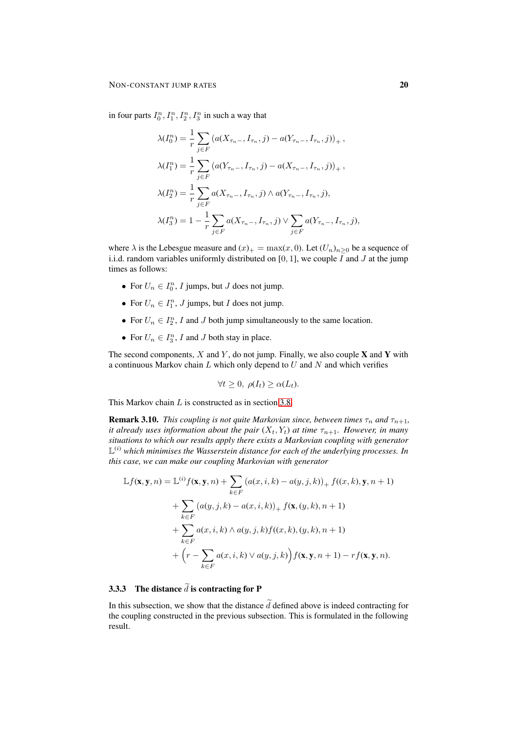in four parts $I_0^n, I_1^n, I_2^n, I_3^n$ in such a way that

$$\lambda(I_0^n) = \frac{1}{r}\sum_{j\in F}\left(a(X_{\tau_n-}, I_{\tau_n}, j) - a(Y_{\tau_n-}, I_{\tau_n}, j)\right)_+,$$

$$\lambda(I_1^n) = \frac{1}{r}\sum_{j\in F}\left(a(Y_{\tau_n-}, I_{\tau_n}, j) - a(X_{\tau_n-}, I_{\tau_n}, j)\right)_+,$$

$$\lambda(I_2^n) = \frac{1}{r}\sum_{j\in F} a(X_{\tau_n-}, I_{\tau_n}, j) \wedge a(Y_{\tau_n-}, I_{\tau_n}, j),$$

$$\lambda(I_3^n) = 1 - \frac{1}{r}\sum_{j\in F} a(X_{\tau_n-}, I_{\tau_n}, j) \vee \sum_{j\in F} a(Y_{\tau_n-}, I_{\tau_n}, j),$$

where $\lambda$ is the Lebesgue measure and $(x)_+ = \max(x, 0)$. Let $(U_n)_{n\geq 0}$ be a sequence of i.i.d. random variables uniformly distributed on $[0,1]$, we couple $I$ and $J$ at the jump times as follows:

- For $U_n \in I_0^n$, $I$ jumps, but $J$ does not jump.
- For $U_n \in I_1^n$, $J$ jumps, but $I$ does not jump.
- For $U_n \in I_2^n$, $I$ and $J$ both jump simultaneously to the same location.
- For $U_n \in I_3^n$, $I$ and $J$ both stay in place.

The second components, $X$ and $Y$, do not jump. Finally, we also couple $\mathbf{X}$ and $\mathbf{Y}$ with a continuous Markov chain $L$ which only depend to $U$ and $N$ and which verifies

$$\forall t \geq 0,\ \rho(I_t) \geq \alpha(L_t).$$

This Markov chain $L$ is constructed as in section 3.8.

**Remark 3.10.** *This coupling is not quite Markovian since, between times $\tau_n$ and $\tau_{n+1}$, it already uses information about the pair $(X_t, Y_t)$ at time $\tau_{n+1}$. However, in many situations to which our results apply there exists a Markovian coupling with generator $\mathbb{L}^{(i)}$ which minimises the Wasserstein distance for each of the underlying processes. In this case, we can make our coupling Markovian with generator*

$$\begin{aligned}
\mathbb{L}f(\mathbf{x}, \mathbf{y}, n) = \mathbb{L}^{(i)} f(\mathbf{x}, \mathbf{y}, n) &+ \sum_{k\in F}\left(a(x,i,k) - a(y,j,k)\right)_+ f((x,k), \mathbf{y}, n+1) \\
&+ \sum_{k\in F}\left(a(y,j,k) - a(x,i,k)\right)_+ f(\mathbf{x}, (y,k), n+1) \\
&+ \sum_{k\in F} a(x,i,k) \wedge a(y,j,k) f((x,k),(y,k), n+1) \\
&+ \Big(r - \sum_{k\in F} a(x,i,k) \vee a(y,j,k)\Big) f(\mathbf{x}, \mathbf{y}, n+1) - r f(\mathbf{x}, \mathbf{y}, n).
\end{aligned}$$

### 3.3.3 The distance $\widetilde{d}$ is contracting for P

In this subsection, we show that the distance $\widetilde{d}$ defined above is indeed contracting for the coupling constructed in the previous subsection. This is formulated in the following result.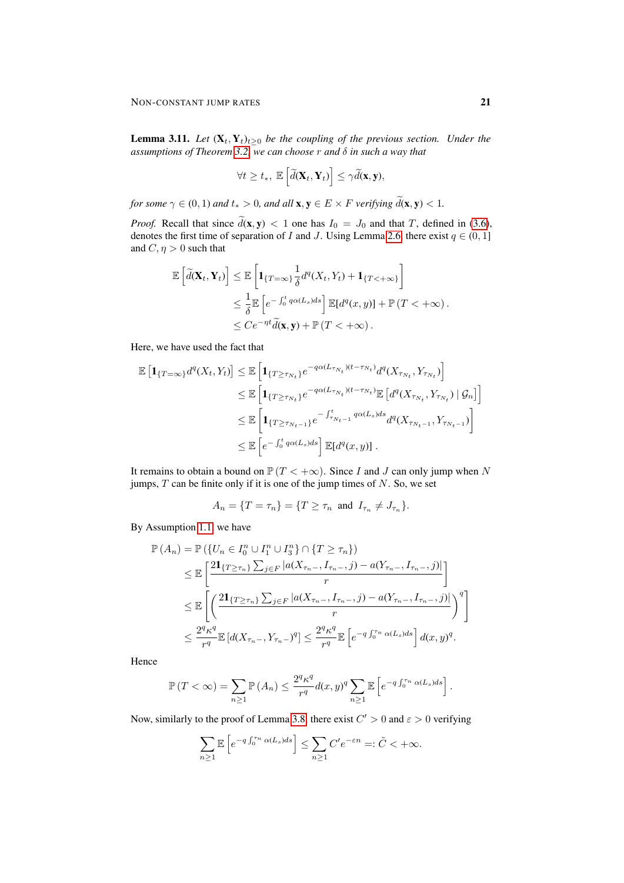**Lemma 3.11.** *Let $(\mathbf{X}_t, \mathbf{Y}_t)_{t\geq 0}$ be the coupling of the previous section. Under the assumptions of Theorem 3.2, we can choose $r$ and $\delta$ in such a way that*

$$\forall t \geq t_*,\ \mathbb{E}\left[\widetilde{d}(\mathbf{X}_t, \mathbf{Y}_t)\right] \leq \gamma \widetilde{d}(\mathbf{x}, \mathbf{y}),$$

*for some $\gamma \in (0,1)$ and $t_* > 0$, and all $\mathbf{x}, \mathbf{y} \in E \times F$ verifying $\widetilde{d}(\mathbf{x}, \mathbf{y}) < 1$.*

*Proof.* Recall that since $\widetilde{d}(\mathbf{x}, \mathbf{y}) < 1$ one has $I_0 = J_0$ and that $T$, defined in (3.6), denotes the first time of separation of $I$ and $J$. Using Lemma 2.6, there exist $q \in (0,1]$ and $C, \eta > 0$ such that

$$\begin{aligned}
\mathbb{E}\left[\widetilde{d}(\mathbf{X}_t, \mathbf{Y}_t)\right] &\leq \mathbb{E}\left[\mathbf{1}_{\{T=\infty\}} \frac{1}{\delta} d^q(X_t, Y_t) + \mathbf{1}_{\{T<+\infty\}}\right] \\
&\leq \frac{1}{\delta} \mathbb{E}\left[e^{-\int_0^t q\alpha(L_s)ds}\right] \mathbb{E}[d^q(x,y)] + \mathbb{P}\left(T < +\infty\right). \\
&\leq Ce^{-\eta t} \widetilde{d}(\mathbf{x}, \mathbf{y}) + \mathbb{P}\left(T < +\infty\right).
\end{aligned}$$

Here, we have used the fact that

$$\begin{aligned}
\mathbb{E}\left[\mathbf{1}_{\{T=\infty\}} d^q(X_t, Y_t)\right] &\leq \mathbb{E}\left[\mathbf{1}_{\{T \geq \tau_{N_t}\}} e^{-q\alpha(L_{\tau_{N_t}})(t-\tau_{N_t})} d^q(X_{\tau_{N_t}}, Y_{\tau_{N_t}})\right] \\
&\leq \mathbb{E}\left[\mathbf{1}_{\{T \geq \tau_{N_t}\}} e^{-q\alpha(L_{\tau_{N_t}})(t-\tau_{N_t})} \mathbb{E}\left[d^q(X_{\tau_{N_t}}, Y_{\tau_{N_t}}) \mid \mathcal{G}_n\right]\right] \\
&\leq \mathbb{E}\left[\mathbf{1}_{\{T \geq \tau_{N_t - 1}\}} e^{-\int_{\tau_{N_t-1}}^t q\alpha(L_s)ds} d^q(X_{\tau_{N_t-1}}, Y_{\tau_{N_t-1}})\right] \\
&\leq \mathbb{E}\left[e^{-\int_0^t q\alpha(L_s)ds}\right] \mathbb{E}[d^q(x,y)]\ .
\end{aligned}$$

It remains to obtain a bound on $\mathbb{P}\left(T < +\infty\right)$. Since $I$ and $J$ can only jump when $N$ jumps, $T$ can be finite only if it is one of the jump times of $N$. So, we set

$$A_n = \{T = \tau_n\} = \{T \geq \tau_n \text{ and } I_{\tau_n} \neq J_{\tau_n}\}.$$

By Assumption 1.1, we have

$$\begin{aligned}
\mathbb{P}\left(A_n\right) &= \mathbb{P}\left(\{U_n \in I_0^n \cup I_1^n \cup I_3^n\} \cap \{T \geq \tau_n\}\right) \\
&\leq \mathbb{E}\left[\frac{2\mathbf{1}_{\{T \geq \tau_n\}} \sum_{j\in F} |a(X_{\tau_n-}, I_{\tau_n-}, j) - a(Y_{\tau_n-}, I_{\tau_n-}, j)|}{r}\right] \\
&\leq \mathbb{E}\left[\left(\frac{2\mathbf{1}_{\{T \geq \tau_n\}} \sum_{j\in F} |a(X_{\tau_n-}, I_{\tau_n-}, j) - a(Y_{\tau_n-}, I_{\tau_n-}, j)|}{r}\right)^q\right] \\
&\leq \frac{2^q \kappa^q}{r^q} \mathbb{E}\left[d(X_{\tau_n-}, Y_{\tau_n-})^q\right] \leq \frac{2^q \kappa^q}{r^q} \mathbb{E}\left[e^{-q\int_0^{\tau_n} \alpha(L_s)ds}\right] d(x,y)^q.
\end{aligned}$$

Hence

$$\mathbb{P}\left(T < \infty\right) = \sum_{n\geq 1} \mathbb{P}\left(A_n\right) \leq \frac{2^q \kappa^q}{r^q} d(x,y)^q \sum_{n\geq 1} \mathbb{E}\left[e^{-q\int_0^{\tau_n} \alpha(L_s)ds}\right].$$

Now, similarly to the proof of Lemma 3.8, there exist $C' > 0$ and $\varepsilon > 0$ verifying

$$\sum_{n\geq 1} \mathbb{E}\left[e^{-q\int_0^{\tau_n} \alpha(L_s)ds}\right] \leq \sum_{n\geq 1} C' e^{-\varepsilon n} =: \tilde{C} < +\infty.$$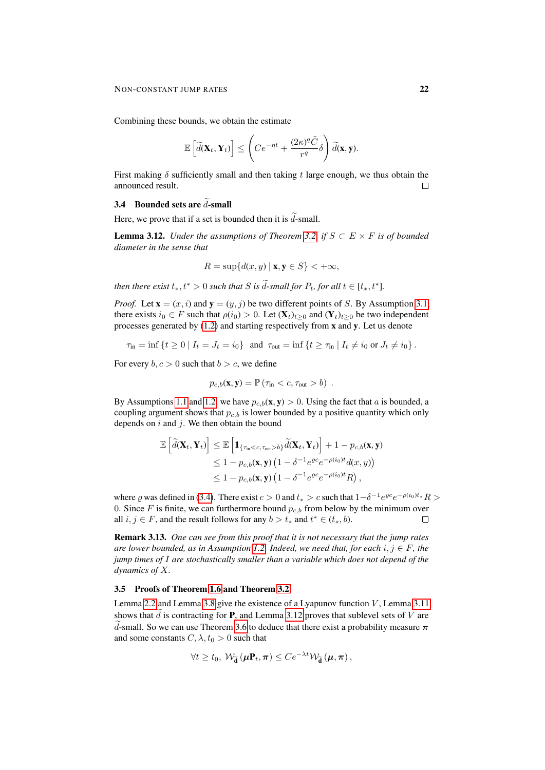Combining these bounds, we obtain the estimate

$$
\mathbb{E}\left[\widetilde{d}(\mathbf{X}_t, \mathbf{Y}_t)\right] \leq \left( Ce^{-\eta t} + \frac{(2\kappa)^q \tilde{C}}{r^q}\delta \right) \widetilde{d}(\mathbf{x}, \mathbf{y}).
$$

First making $\delta$ sufficiently small and then taking $t$ large enough, we thus obtain the announced result. $\square$

### 3.4 Bounded sets are $\widetilde{d}$-small

Here, we prove that if a set is bounded then it is $\widetilde{d}$-small.

**Lemma 3.12.** *Under the assumptions of Theorem 3.2, if $S \subset E \times F$ is of bounded diameter in the sense that*

$$
R = \sup\{d(x, y) \mid \mathbf{x}, \mathbf{y} \in S\} < +\infty,
$$

*then there exist $t_*, t^* > 0$ such that $S$ is $\widetilde{d}$-small for $P_t$, for all $t \in [t_*, t^*]$.*

*Proof.* Let $\mathbf{x} = (x, i)$ and $\mathbf{y} = (y, j)$ be two different points of $S$. By Assumption 3.1, there exists $i_0 \in F$ such that $\rho(i_0) > 0$. Let $(\mathbf{X}_t)_{t \geq 0}$ and $(\mathbf{Y}_t)_{t \geq 0}$ be two independent processes generated by (1.2) and starting respectively from $\mathbf{x}$ and $\mathbf{y}$. Let us denote

$$
\tau_{\text{in}} = \inf\{t \geq 0 \mid I_t = J_t = i_0\} \quad \text{and} \quad \tau_{\text{out}} = \inf\{t \geq \tau_{\text{in}} \mid I_t \neq i_0 \text{ or } J_t \neq i_0\}.
$$

For every $b, c > 0$ such that $b > c$, we define

$$
p_{c,b}(\mathbf{x}, \mathbf{y}) = \mathbb{P}\left(\tau_{\text{in}} < c, \tau_{\text{out}} > b\right) .
$$

By Assumptions 1.1 and 1.2, we have $p_{c,b}(\mathbf{x}, \mathbf{y}) > 0$. Using the fact that $a$ is bounded, a coupling argument shows that $p_{c,b}$ is lower bounded by a positive quantity which only depends on $i$ and $j$. We then obtain the bound

$$
\begin{aligned}
\mathbb{E}\left[\widetilde{d}(\mathbf{X}_t, \mathbf{Y}_t)\right] &\leq \mathbb{E}\left[\mathbf{1}_{\{\tau_{\text{in}} < c, \tau_{\text{out}} > b\}} \widetilde{d}(\mathbf{X}_t, \mathbf{Y}_t)\right] + 1 - p_{c,b}(\mathbf{x}, \mathbf{y}) \\
&\leq 1 - p_{c,b}(\mathbf{x}, \mathbf{y}) \left(1 - \delta^{-1} e^{\varrho c} e^{-\rho(i_0)t} d(x, y)\right) \\
&\leq 1 - p_{c,b}(\mathbf{x}, \mathbf{y}) \left(1 - \delta^{-1} e^{\varrho c} e^{-\rho(i_0)t} R\right),
\end{aligned}
$$

where $\varrho$ was defined in (3.4). There exist $c > 0$ and $t_* > c$ such that $1 - \delta^{-1} e^{\varrho c} e^{-\rho(i_0)t_*} R > 0$. Since $F$ is finite, we can furthermore bound $p_{c,b}$ from below by the minimum over all $i, j \in F$, and the result follows for any $b > t_*$ and $t^* \in (t_*, b)$. $\square$

**Remark 3.13.** *One can see from this proof that it is not necessary that the jump rates are lower bounded, as in Assumption 1.2. Indeed, we need that, for each $i, j \in F$, the jump times of $I$ are stochastically smaller than a variable which does not depend of the dynamics of $X$.*

### 3.5 Proofs of Theorem 1.6 and Theorem 3.2

Lemma 2.2 and Lemma 3.8 give the existence of a Lyapunov function $V$, Lemma 3.11 shows that $\widetilde{d}$ is contracting for $\mathbf{P}$, and Lemma 3.12 proves that sublevel sets of $V$ are $\widetilde{d}$-small. So we can use Theorem 3.6 to deduce that there exist a probability measure $\boldsymbol{\pi}$ and some constants $C, \lambda, t_0 > 0$ such that

$$
\forall t \geq t_0,\ \mathcal{W}_{\widetilde{\mathbf{d}}}\left(\boldsymbol{\mu}\mathbf{P}_t, \boldsymbol{\pi}\right) \leq Ce^{-\lambda t} \mathcal{W}_{\widetilde{\mathbf{d}}}\left(\boldsymbol{\mu}, \boldsymbol{\pi}\right),
$$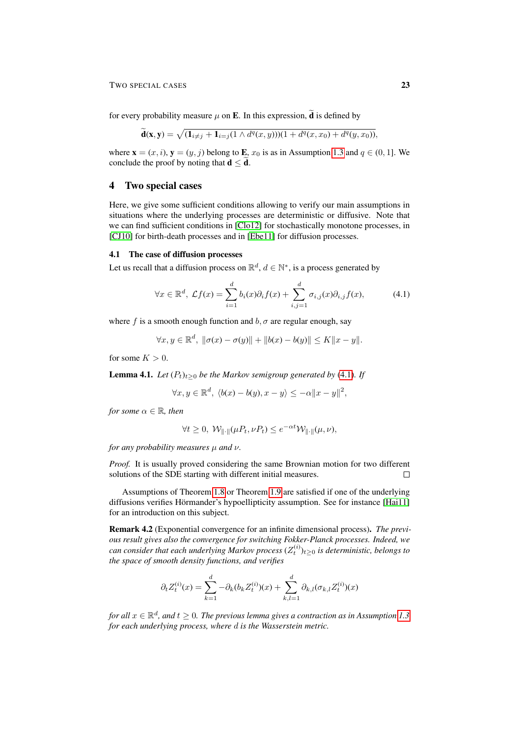for every probability measure $\mu$ on $\mathbf{E}$. In this expression, $\widetilde{\mathbf{d}}$ is defined by

$$\widetilde{\mathbf{d}}(\mathbf{x},\mathbf{y}) = \sqrt{(\mathbf{1}_{i\neq j} + \mathbf{1}_{i=j}(1 \wedge d^q(x,y)))(1 + d^q(x,x_0) + d^q(y,x_0))},$$

where $\mathbf{x} = (x,i)$, $\mathbf{y} = (y,j)$ belong to $\mathbf{E}$, $x_0$ is as in Assumption 1.3 and $q \in (0,1]$. We conclude the proof by noting that $\mathbf{d} \leq \widetilde{\mathbf{d}}$.

## 4 Two special cases

Here, we give some sufficient conditions allowing to verify our main assumptions in situations where the underlying processes are deterministic or diffusive. Note that we can find sufficient conditions in [Clo12] for stochastically monotone processes, in [CJ10] for birth-death processes and in [Ebe11] for diffusion processes.

### 4.1 The case of diffusion processes

Let us recall that a diffusion process on $\mathbb{R}^d$, $d \in \mathbb{N}^*$, is a process generated by

$$\forall x \in \mathbb{R}^d,\ \mathcal{L}f(x) = \sum_{i=1}^d b_i(x)\partial_i f(x) + \sum_{i,j=1}^d \sigma_{i,j}(x)\partial_{i,j} f(x), \tag{4.1}$$

where $f$ is a smooth enough function and $b, \sigma$ are regular enough, say

$$\forall x,y \in \mathbb{R}^d,\ \|\sigma(x) - \sigma(y)\| + \|b(x) - b(y)\| \leq K\|x - y\|.$$

for some $K > 0$.

**Lemma 4.1.** *Let $(P_t)_{t\geq 0}$ be the Markov semigroup generated by (4.1). If*

$$\forall x,y \in \mathbb{R}^d,\ \langle b(x) - b(y), x - y\rangle \leq -\alpha\|x - y\|^2,$$

*for some $\alpha \in \mathbb{R}$, then*

$$\forall t \geq 0,\ \mathcal{W}_{\|\cdot\|}(\mu P_t, \nu P_t) \leq e^{-\alpha t}\mathcal{W}_{\|\cdot\|}(\mu,\nu),$$

*for any probability measures $\mu$ and $\nu$.*

*Proof.* It is usually proved considering the same Brownian motion for two different solutions of the SDE starting with different initial measures. □

Assumptions of Theorem 1.8 or Theorem 1.9 are satisfied if one of the underlying diffusions verifies Hörmander's hypoellipticity assumption. See for instance [Hai11] for an introduction on this subject.

**Remark 4.2** (Exponential convergence for an infinite dimensional process). *The previous result gives also the convergence for switching Fokker-Planck processes. Indeed, we can consider that each underlying Markov process $(Z_t^{(i)})_{t\geq 0}$ is deterministic, belongs to the space of smooth density functions, and verifies*

$$\partial_t Z_t^{(i)}(x) = \sum_{k=1}^d -\partial_k(b_k Z_t^{(i)})(x) + \sum_{k,l=1}^d \partial_{k,l}(\sigma_{k,l} Z_t^{(i)})(x)$$

*for all $x \in \mathbb{R}^d$, and $t \geq 0$. The previous lemma gives a contraction as in Assumption 1.3 for each underlying process, where $d$ is the Wasserstein metric.*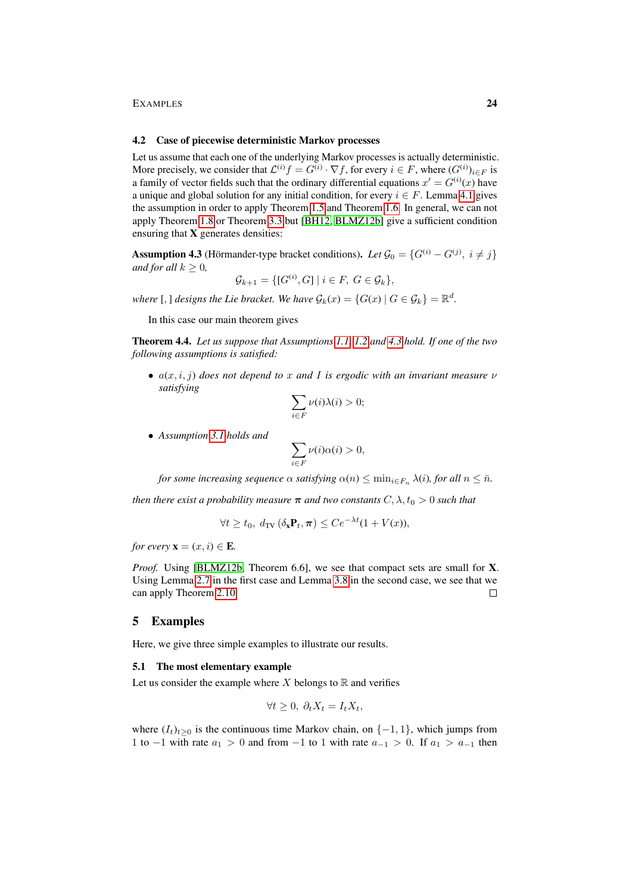### 4.2 Case of piecewise deterministic Markov processes

Let us assume that each one of the underlying Markov processes is actually deterministic. More precisely, we consider that $\mathcal{L}^{(i)} f = G^{(i)} \cdot \nabla f$, for every $i \in F$, where $(G^{(i)})_{i \in F}$ is a family of vector fields such that the ordinary differential equations $x' = G^{(i)}(x)$ have a unique and global solution for any initial condition, for every $i \in F$. Lemma 4.1 gives the assumption in order to apply Theorem 1.5 and Theorem 1.6. In general, we can not apply Theorem 1.8 or Theorem 3.3 but [BH12, BLMZ12b] give a sufficient condition ensuring that $\mathbf{X}$ generates densities:

**Assumption 4.3** (Hörmander-type bracket conditions)**.** *Let $\mathcal{G}_0 = \{G^{(i)} - G^{(j)},\ i \neq j\}$ and for all $k \geq 0$,*

$$\mathcal{G}_{k+1} = \{[G^{(i)}, G] \mid i \in F,\ G \in \mathcal{G}_k\},$$

*where $[,]$ designs the Lie bracket. We have $\mathcal{G}_k(x) = \{G(x) \mid G \in \mathcal{G}_k\} = \mathbb{R}^d$.*

In this case our main theorem gives

**Theorem 4.4.** *Let us suppose that Assumptions 1.1, 1.2 and 4.3 hold. If one of the two following assumptions is satisfied:*

- *$a(x, i, j)$ does not depend to $x$ and $I$ is ergodic with an invariant measure $\nu$ satisfying*

$$\sum_{i \in F} \nu(i) \lambda(i) > 0;$$

- *Assumption 3.1 holds and*

$$\sum_{i \in F} \nu(i) \alpha(i) > 0,$$

*for some increasing sequence $\alpha$ satisfying $\alpha(n) \leq \min_{i \in F_n} \lambda(i)$, for all $n \leq \bar{n}$.*

*then there exist a probability measure $\boldsymbol{\pi}$ and two constants $C, \lambda, t_0 > 0$ such that*

$$\forall t \geq t_0,\ d_{\mathrm{TV}}\left(\delta_{\mathbf{x}} \mathbf{P}_t, \boldsymbol{\pi}\right) \leq C e^{-\lambda t} (1 + V(x)),$$

*for every $\mathbf{x} = (x, i) \in \mathbf{E}$.*

*Proof.* Using [BLMZ12b, Theorem 6.6], we see that compact sets are small for $\mathbf{X}$. Using Lemma 2.7 in the first case and Lemma 3.8 in the second case, we see that we can apply Theorem 2.10. □

## 5 Examples

Here, we give three simple examples to illustrate our results.

### 5.1 The most elementary example

Let us consider the example where $X$ belongs to $\mathbb{R}$ and verifies

$$\forall t \geq 0,\ \partial_t X_t = I_t X_t,$$

where $(I_t)_{t \geq 0}$ is the continuous time Markov chain, on $\{-1, 1\}$, which jumps from $1$ to $-1$ with rate $a_1 > 0$ and from $-1$ to $1$ with rate $a_{-1} > 0$. If $a_1 > a_{-1}$ then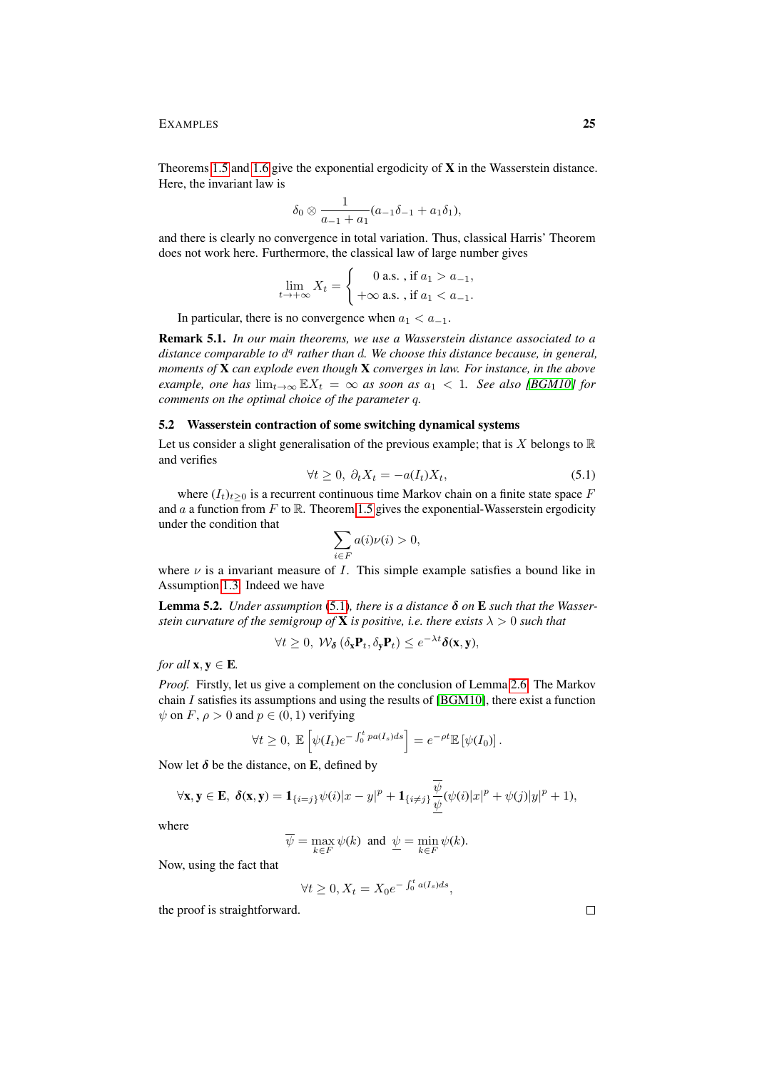Theorems 1.5 and 1.6 give the exponential ergodicity of $\mathbf{X}$ in the Wasserstein distance. Here, the invariant law is

$$\delta_0 \otimes \frac{1}{a_{-1}+a_1}(a_{-1}\delta_{-1} + a_1\delta_1),$$

and there is clearly no convergence in total variation. Thus, classical Harris' Theorem does not work here. Furthermore, the classical law of large number gives

$$\lim_{t\to+\infty} X_t = \begin{cases} 0 \text{ a.s. , if } a_1 > a_{-1}, \\ +\infty \text{ a.s. , if } a_1 < a_{-1}. \end{cases}$$

In particular, there is no convergence when $a_1 < a_{-1}$.

**Remark 5.1.** *In our main theorems, we use a Wasserstein distance associated to a distance comparable to $d^q$ rather than $d$. We choose this distance because, in general, moments of $\mathbf{X}$ can explode even though $\mathbf{X}$ converges in law. For instance, in the above example, one has $\lim_{t\to\infty} \mathbb{E}X_t = \infty$ as soon as $a_1 < 1$. See also [BGM10] for comments on the optimal choice of the parameter $q$.*

## 5.2 Wasserstein contraction of some switching dynamical systems

Let us consider a slight generalisation of the previous example; that is $X$ belongs to $\mathbb{R}$ and verifies

$$\forall t \geq 0,\ \partial_t X_t = -a(I_t)X_t, \tag{5.1}$$

where $(I_t)_{t\geq 0}$ is a recurrent continuous time Markov chain on a finite state space $F$ and $a$ a function from $F$ to $\mathbb{R}$. Theorem 1.5 gives the exponential-Wasserstein ergodicity under the condition that

$$\sum_{i\in F} a(i)\nu(i) > 0,$$

where $\nu$ is a invariant measure of $I$. This simple example satisfies a bound like in Assumption 1.3. Indeed we have

**Lemma 5.2.** *Under assumption (5.1), there is a distance $\boldsymbol{\delta}$ on $\mathbf{E}$ such that the Wasserstein curvature of the semigroup of $\mathbf{X}$ is positive, i.e. there exists $\lambda > 0$ such that*

$$\forall t \geq 0,\ \mathcal{W}_{\boldsymbol{\delta}}\left(\delta_{\mathbf{x}}\mathbf{P}_t, \delta_{\mathbf{y}}\mathbf{P}_t\right) \leq e^{-\lambda t}\boldsymbol{\delta}(\mathbf{x},\mathbf{y}),$$

*for all $\mathbf{x},\mathbf{y} \in \mathbf{E}$.*

*Proof.* Firstly, let us give a complement on the conclusion of Lemma 2.6. The Markov chain $I$ satisfies its assumptions and using the results of [BGM10], there exist a function $\psi$ on $F$, $\rho > 0$ and $p \in (0,1)$ verifying

$$\forall t \geq 0,\ \mathbb{E}\left[\psi(I_t)e^{-\int_0^t pa(I_s)ds}\right] = e^{-\rho t}\mathbb{E}\left[\psi(I_0)\right].$$

Now let $\boldsymbol{\delta}$ be the distance, on $\mathbf{E}$, defined by

$$\forall \mathbf{x},\mathbf{y} \in \mathbf{E},\ \boldsymbol{\delta}(\mathbf{x},\mathbf{y}) = \mathbf{1}_{\{i=j\}}\psi(i)|x-y|^p + \mathbf{1}_{\{i\neq j\}}\frac{\overline{\psi}}{\underline{\psi}}(\psi(i)|x|^p + \psi(j)|y|^p + 1),$$

where

$$\overline{\psi} = \max_{k\in F}\psi(k) \ \text{ and } \ \underline{\psi} = \min_{k\in F}\psi(k).$$

Now, using the fact that

$$\forall t \geq 0, X_t = X_0 e^{-\int_0^t a(I_s)ds},$$

the proof is straightforward. $\square$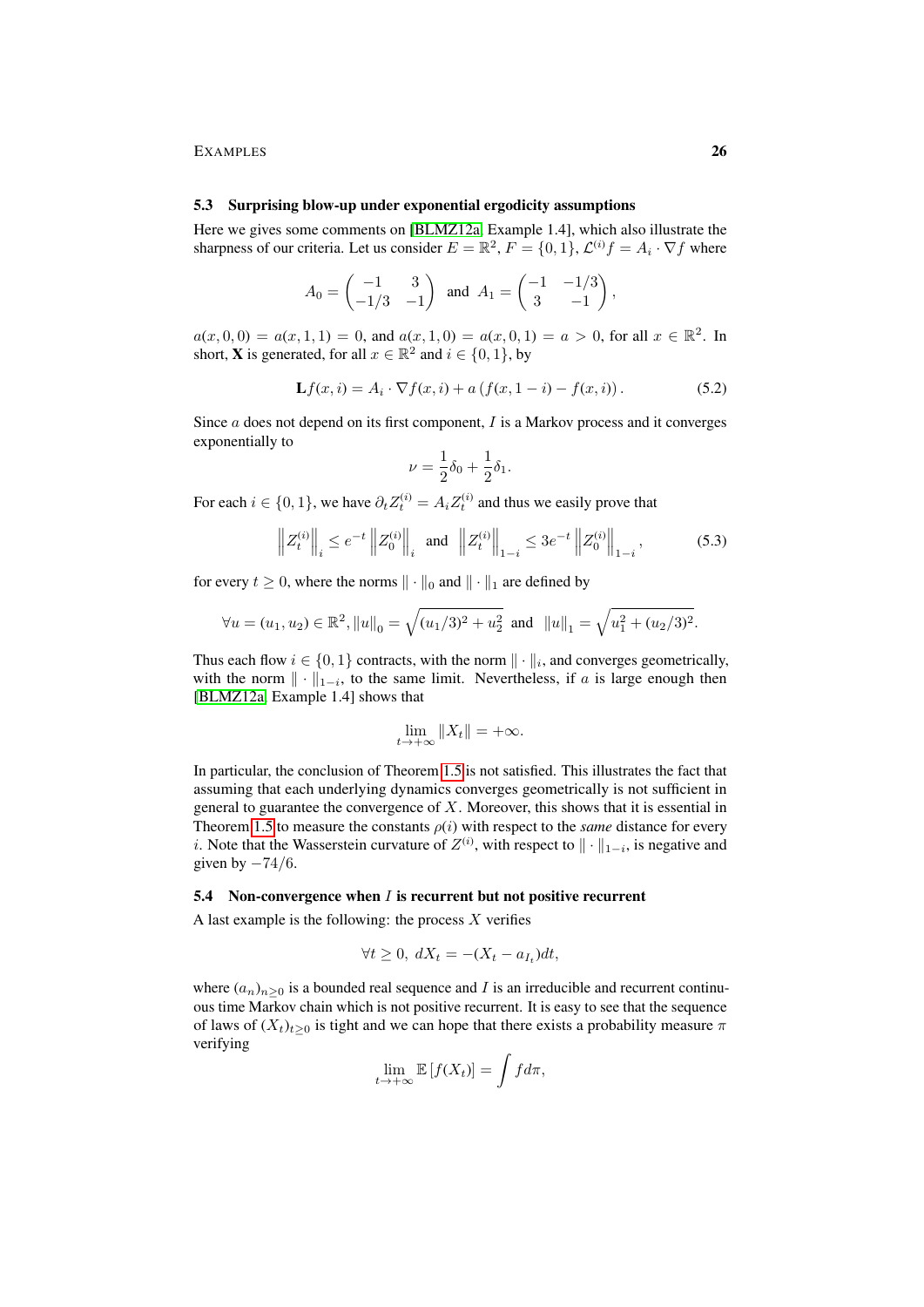### 5.3 Surprising blow-up under exponential ergodicity assumptions

Here we gives some comments on [BLMZ12a, Example 1.4], which also illustrate the sharpness of our criteria. Let us consider $E = \mathbb{R}^2$, $F = \{0, 1\}$, $\mathcal{L}^{(i)} f = A_i \cdot \nabla f$ where

$$A_0 = \begin{pmatrix} -1 & 3 \\ -1/3 & -1 \end{pmatrix} \text{ and } A_1 = \begin{pmatrix} -1 & -1/3 \\ 3 & -1 \end{pmatrix},$$

$a(x, 0, 0) = a(x, 1, 1) = 0$, and $a(x, 1, 0) = a(x, 0, 1) = a > 0$, for all $x \in \mathbb{R}^2$. In short, $\mathbf{X}$ is generated, for all $x \in \mathbb{R}^2$ and $i \in \{0, 1\}$, by

$$\mathbf{L} f(x, i) = A_i \cdot \nabla f(x, i) + a \left( f(x, 1 - i) - f(x, i) \right). \tag{5.2}$$

Since $a$ does not depend on its first component, $I$ is a Markov process and it converges exponentially to

$$\nu = \frac{1}{2}\delta_0 + \frac{1}{2}\delta_1.$$

For each $i \in \{0, 1\}$, we have $\partial_t Z_t^{(i)} = A_i Z_t^{(i)}$ and thus we easily prove that

$$\left\| Z_t^{(i)} \right\|_i \leq e^{-t} \left\| Z_0^{(i)} \right\|_i \text{ and } \left\| Z_t^{(i)} \right\|_{1-i} \leq 3e^{-t} \left\| Z_0^{(i)} \right\|_{1-i}, \tag{5.3}$$

for every $t \geq 0$, where the norms $\| \cdot \|_0$ and $\| \cdot \|_1$ are defined by

$$\forall u = (u_1, u_2) \in \mathbb{R}^2, \|u\|_0 = \sqrt{(u_1/3)^2 + u_2^2} \text{ and } \|u\|_1 = \sqrt{u_1^2 + (u_2/3)^2}.$$

Thus each flow $i \in \{0, 1\}$ contracts, with the norm $\| \cdot \|_i$, and converges geometrically, with the norm $\| \cdot \|_{1-i}$, to the same limit. Nevertheless, if $a$ is large enough then [BLMZ12a, Example 1.4] shows that

$$\lim_{t \to +\infty} \|X_t\| = +\infty.$$

In particular, the conclusion of Theorem 1.5 is not satisfied. This illustrates the fact that assuming that each underlying dynamics converges geometrically is not sufficient in general to guarantee the convergence of $X$. Moreover, this shows that it is essential in Theorem 1.5 to measure the constants $\rho(i)$ with respect to the *same* distance for every $i$. Note that the Wasserstein curvature of $Z^{(i)}$, with respect to $\| \cdot \|_{1-i}$, is negative and given by $-74/6$.

### 5.4 Non-convergence when $I$ is recurrent but not positive recurrent

A last example is the following: the process $X$ verifies

$$\forall t \geq 0, \; dX_t = -(X_t - a_{I_t})dt,$$

where $(a_n)_{n \geq 0}$ is a bounded real sequence and $I$ is an irreducible and recurrent continuous time Markov chain which is not positive recurrent. It is easy to see that the sequence of laws of $(X_t)_{t \geq 0}$ is tight and we can hope that there exists a probability measure $\pi$ verifying

$$\lim_{t \to +\infty} \mathbb{E}\left[ f(X_t) \right] = \int f d\pi,$$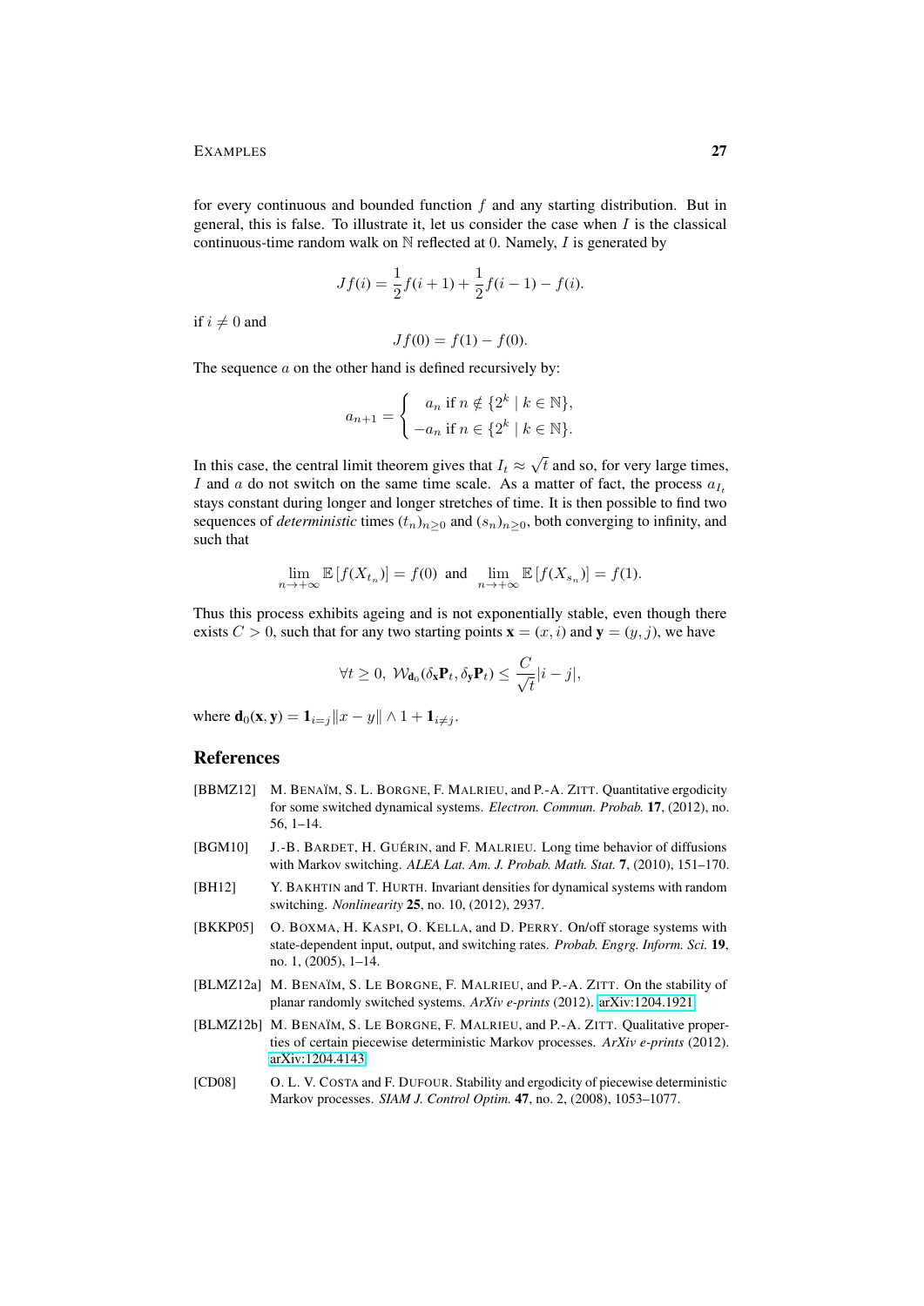for every continuous and bounded function $f$ and any starting distribution. But in general, this is false. To illustrate it, let us consider the case when $I$ is the classical continuous-time random walk on $\mathbb{N}$ reflected at 0. Namely, $I$ is generated by

$$Jf(i) = \frac{1}{2}f(i+1) + \frac{1}{2}f(i-1) - f(i).$$

if $i \neq 0$ and

$$Jf(0) = f(1) - f(0).$$

The sequence $a$ on the other hand is defined recursively by:

$$a_{n+1} = \begin{cases} a_n \text{ if } n \notin \{2^k \mid k \in \mathbb{N}\}, \\ -a_n \text{ if } n \in \{2^k \mid k \in \mathbb{N}\}. \end{cases}$$

In this case, the central limit theorem gives that $I_t \approx \sqrt{t}$ and so, for very large times, $I$ and $a$ do not switch on the same time scale. As a matter of fact, the process $a_{I_t}$ stays constant during longer and longer stretches of time. It is then possible to find two sequences of *deterministic* times $(t_n)_{n\geq 0}$ and $(s_n)_{n\geq 0}$, both converging to infinity, and such that

$$\lim_{n\to+\infty} \mathbb{E}\left[f(X_{t_n})\right] = f(0) \text{ and } \lim_{n\to+\infty} \mathbb{E}\left[f(X_{s_n})\right] = f(1).$$

Thus this process exhibits ageing and is not exponentially stable, even though there exists $C > 0$, such that for any two starting points $\mathbf{x} = (x,i)$ and $\mathbf{y} = (y,j)$, we have

$$\forall t \geq 0,\ \mathcal{W}_{\mathbf{d}_0}(\delta_{\mathbf{x}}\mathbf{P}_t, \delta_{\mathbf{y}}\mathbf{P}_t) \leq \frac{C}{\sqrt{t}}|i-j|,$$

where $\mathbf{d}_0(\mathbf{x},\mathbf{y}) = \mathbf{1}_{i=j}\|x-y\| \wedge 1 + \mathbf{1}_{i\neq j}$.

## References

[BBMZ12] M. Benaïm, S. L. Borgne, F. Malrieu, and P.-A. Zitt. Quantitative ergodicity for some switched dynamical systems. *Electron. Commun. Probab.* **17**, (2012), no. 56, 1–14.

[BGM10] J.-B. Bardet, H. Guérin, and F. Malrieu. Long time behavior of diffusions with Markov switching. *ALEA Lat. Am. J. Probab. Math. Stat.* **7**, (2010), 151–170.

[BH12] Y. Bakhtin and T. Hurth. Invariant densities for dynamical systems with random switching. *Nonlinearity* **25**, no. 10, (2012), 2937.

[BKKP05] O. Boxma, H. Kaspi, O. Kella, and D. Perry. On/off storage systems with state-dependent input, output, and switching rates. *Probab. Engrg. Inform. Sci.* **19**, no. 1, (2005), 1–14.

[BLMZ12a] M. Benaïm, S. Le Borgne, F. Malrieu, and P.-A. Zitt. On the stability of planar randomly switched systems. *ArXiv e-prints* (2012). arXiv:1204.1921

[BLMZ12b] M. Benaïm, S. Le Borgne, F. Malrieu, and P.-A. Zitt. Qualitative properties of certain piecewise deterministic Markov processes. *ArXiv e-prints* (2012). arXiv:1204.4143

[CD08] O. L. V. Costa and F. Dufour. Stability and ergodicity of piecewise deterministic Markov processes. *SIAM J. Control Optim.* **47**, no. 2, (2008), 1053–1077.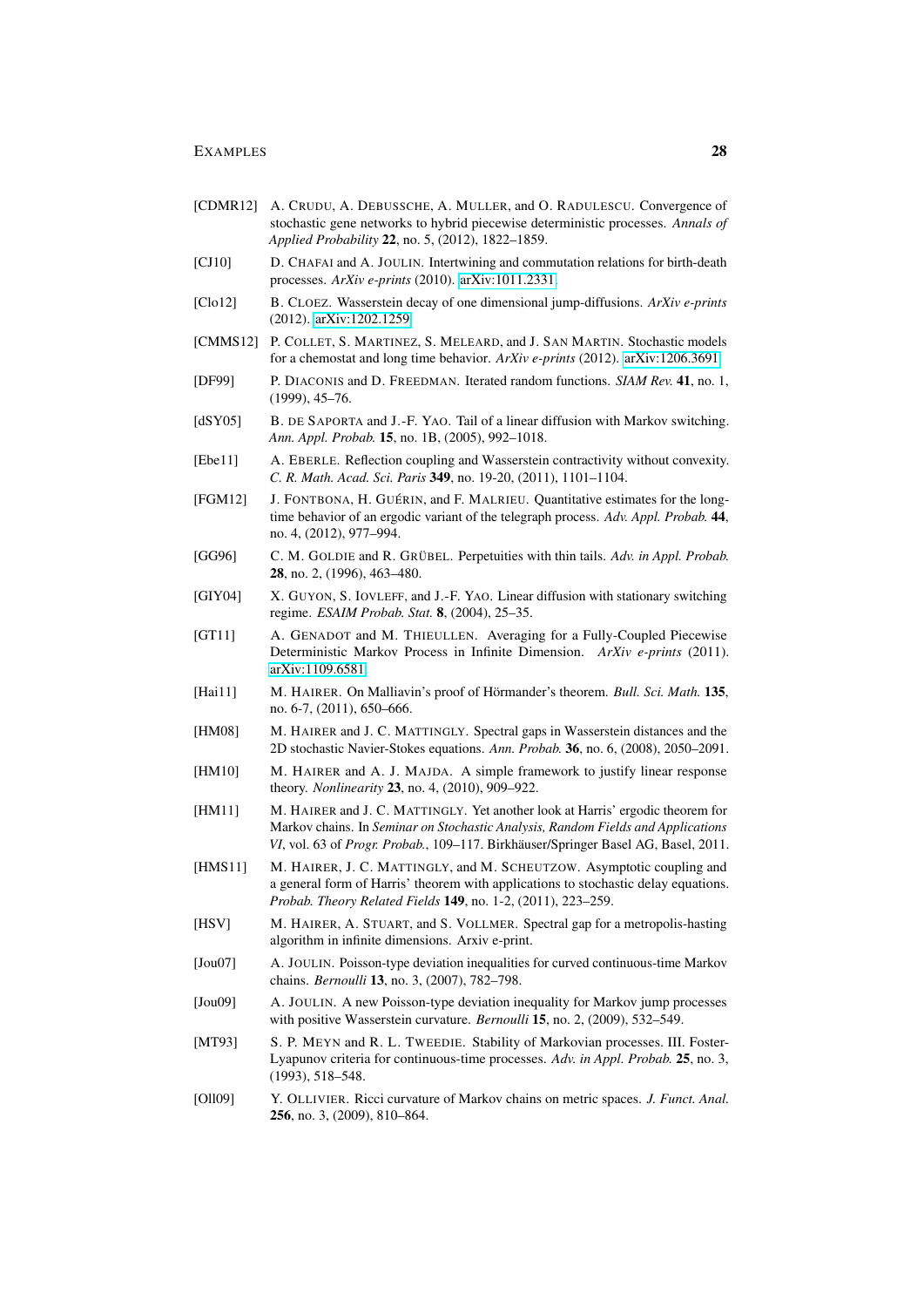[CDMR12] A. Crudu, A. Debussche, A. Muller, and O. Radulescu. Convergence of stochastic gene networks to hybrid piecewise deterministic processes. *Annals of Applied Probability* **22**, no. 5, (2012), 1822–1859.

[CJ10] D. Chafai and A. Joulin. Intertwining and commutation relations for birth-death processes. *ArXiv e-prints* (2010). arXiv:1011.2331

[Clo12] B. Cloez. Wasserstein decay of one dimensional jump-diffusions. *ArXiv e-prints* (2012). arXiv:1202.1259

[CMMS12] P. Collet, S. Martinez, S. Meleard, and J. San Martin. Stochastic models for a chemostat and long time behavior. *ArXiv e-prints* (2012). arXiv:1206.3691

[DF99] P. Diaconis and D. Freedman. Iterated random functions. *SIAM Rev.* **41**, no. 1, (1999), 45–76.

[dSY05] B. de Saporta and J.-F. Yao. Tail of a linear diffusion with Markov switching. *Ann. Appl. Probab.* **15**, no. 1B, (2005), 992–1018.

[Ebe11] A. Eberle. Reflection coupling and Wasserstein contractivity without convexity. *C. R. Math. Acad. Sci. Paris* **349**, no. 19-20, (2011), 1101–1104.

[FGM12] J. Fontbona, H. Guérin, and F. Malrieu. Quantitative estimates for the long-time behavior of an ergodic variant of the telegraph process. *Adv. Appl. Probab.* **44**, no. 4, (2012), 977–994.

[GG96] C. M. Goldie and R. Grübel. Perpetuities with thin tails. *Adv. in Appl. Probab.* **28**, no. 2, (1996), 463–480.

[GIY04] X. Guyon, S. Iovleff, and J.-F. Yao. Linear diffusion with stationary switching regime. *ESAIM Probab. Stat.* **8**, (2004), 25–35.

[GT11] A. Genadot and M. Thieullen. Averaging for a Fully-Coupled Piecewise Deterministic Markov Process in Infinite Dimension. *ArXiv e-prints* (2011). arXiv:1109.6581

[Hai11] M. Hairer. On Malliavin's proof of Hörmander's theorem. *Bull. Sci. Math.* **135**, no. 6-7, (2011), 650–666.

[HM08] M. Hairer and J. C. Mattingly. Spectral gaps in Wasserstein distances and the 2D stochastic Navier-Stokes equations. *Ann. Probab.* **36**, no. 6, (2008), 2050–2091.

[HM10] M. Hairer and A. J. Majda. A simple framework to justify linear response theory. *Nonlinearity* **23**, no. 4, (2010), 909–922.

[HM11] M. Hairer and J. C. Mattingly. Yet another look at Harris' ergodic theorem for Markov chains. In *Seminar on Stochastic Analysis, Random Fields and Applications VI*, vol. 63 of *Progr. Probab.*, 109–117. Birkhäuser/Springer Basel AG, Basel, 2011.

[HMS11] M. Hairer, J. C. Mattingly, and M. Scheutzow. Asymptotic coupling and a general form of Harris' theorem with applications to stochastic delay equations. *Probab. Theory Related Fields* **149**, no. 1-2, (2011), 223–259.

[HSV] M. Hairer, A. Stuart, and S. Vollmer. Spectral gap for a metropolis-hasting algorithm in infinite dimensions. Arxiv e-print.

[Jou07] A. Joulin. Poisson-type deviation inequalities for curved continuous-time Markov chains. *Bernoulli* **13**, no. 3, (2007), 782–798.

[Jou09] A. Joulin. A new Poisson-type deviation inequality for Markov jump processes with positive Wasserstein curvature. *Bernoulli* **15**, no. 2, (2009), 532–549.

[MT93] S. P. Meyn and R. L. Tweedie. Stability of Markovian processes. III. Foster-Lyapunov criteria for continuous-time processes. *Adv. in Appl. Probab.* **25**, no. 3, (1993), 518–548.

[Oll09] Y. Ollivier. Ricci curvature of Markov chains on metric spaces. *J. Funct. Anal.* **256**, no. 3, (2009), 810–864.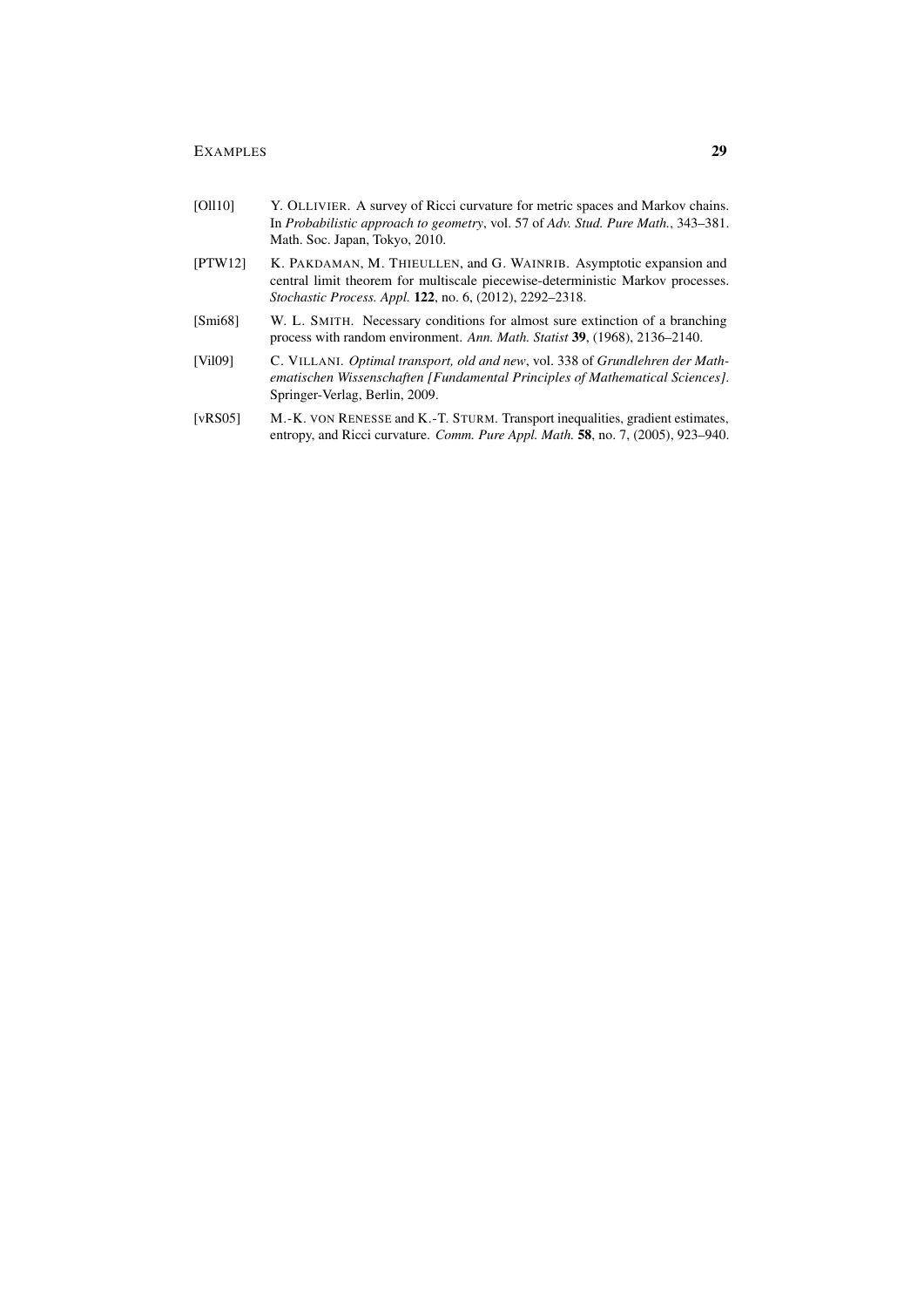[Oll10] Y. OLLIVIER. A survey of Ricci curvature for metric spaces and Markov chains. In *Probabilistic approach to geometry*, vol. 57 of *Adv. Stud. Pure Math.*, 343–381. Math. Soc. Japan, Tokyo, 2010.

[PTW12] K. PAKDAMAN, M. THIEULLEN, and G. WAINRIB. Asymptotic expansion and central limit theorem for multiscale piecewise-deterministic Markov processes. *Stochastic Process. Appl.* **122**, no. 6, (2012), 2292–2318.

[Smi68] W. L. SMITH. Necessary conditions for almost sure extinction of a branching process with random environment. *Ann. Math. Statist* **39**, (1968), 2136–2140.

[Vil09] C. VILLANI. *Optimal transport, old and new*, vol. 338 of *Grundlehren der Mathematischen Wissenschaften [Fundamental Principles of Mathematical Sciences]*. Springer-Verlag, Berlin, 2009.

[vRS05] M.-K. VON RENESSE and K.-T. STURM. Transport inequalities, gradient estimates, entropy, and Ricci curvature. *Comm. Pure Appl. Math.* **58**, no. 7, (2005), 923–940.